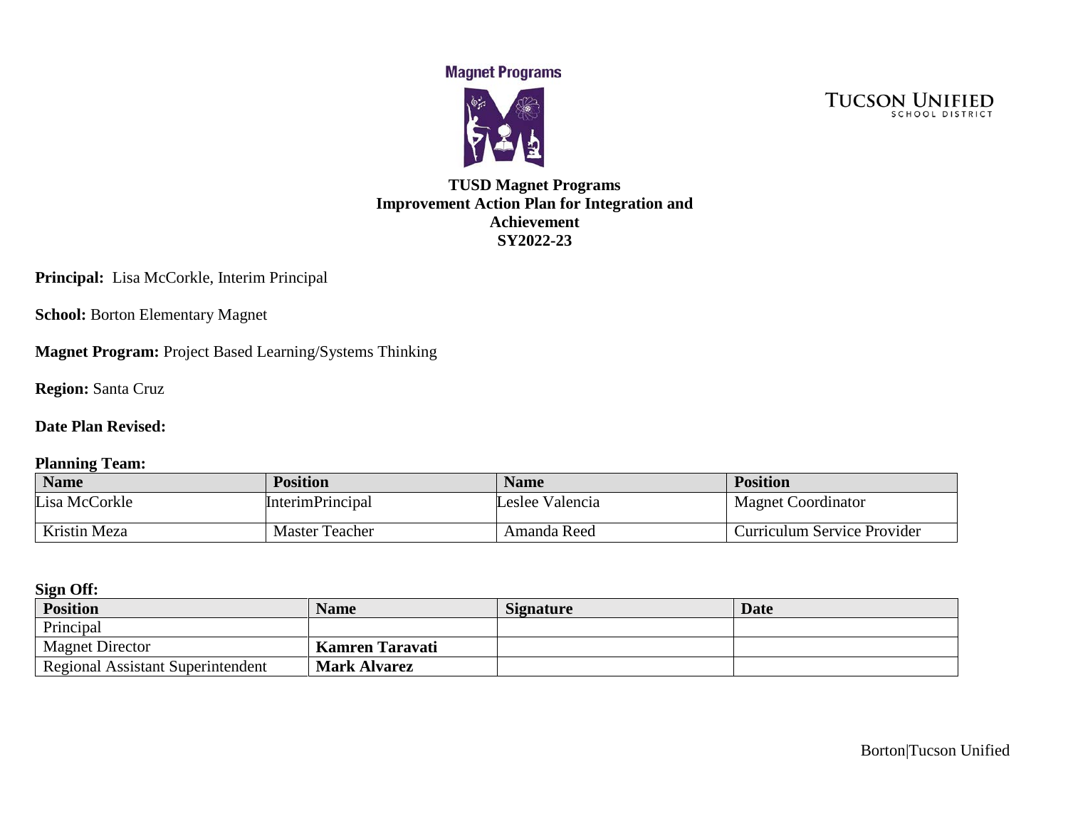Magnet Programs

TUCSON UNIFIED SCHOOL DISTRICT

# TUSD Magnet Programs
# Improvement Action Plan for Integration and Achievement
# SY2022-23

**Principal:** Lisa McCorkle, Interim Principal

**School:** Borton Elementary Magnet

**Magnet Program:** Project Based Learning/Systems Thinking

**Region:** Santa Cruz

**Date Plan Revised:**

**Planning Team:**

| Name | Position | Name | Position |
|---|---|---|---|
| Lisa McCorkle | InterimPrincipal | Leslee Valencia | Magnet Coordinator |
| Kristin Meza | Master Teacher | Amanda Reed | Curriculum Service Provider |

**Sign Off:**

| Position | Name | Signature | Date |
|---|---|---|---|
| Principal | | | |
| Magnet Director | **Kamren Taravati** | | |
| Regional Assistant Superintendent | **Mark Alvarez** | | |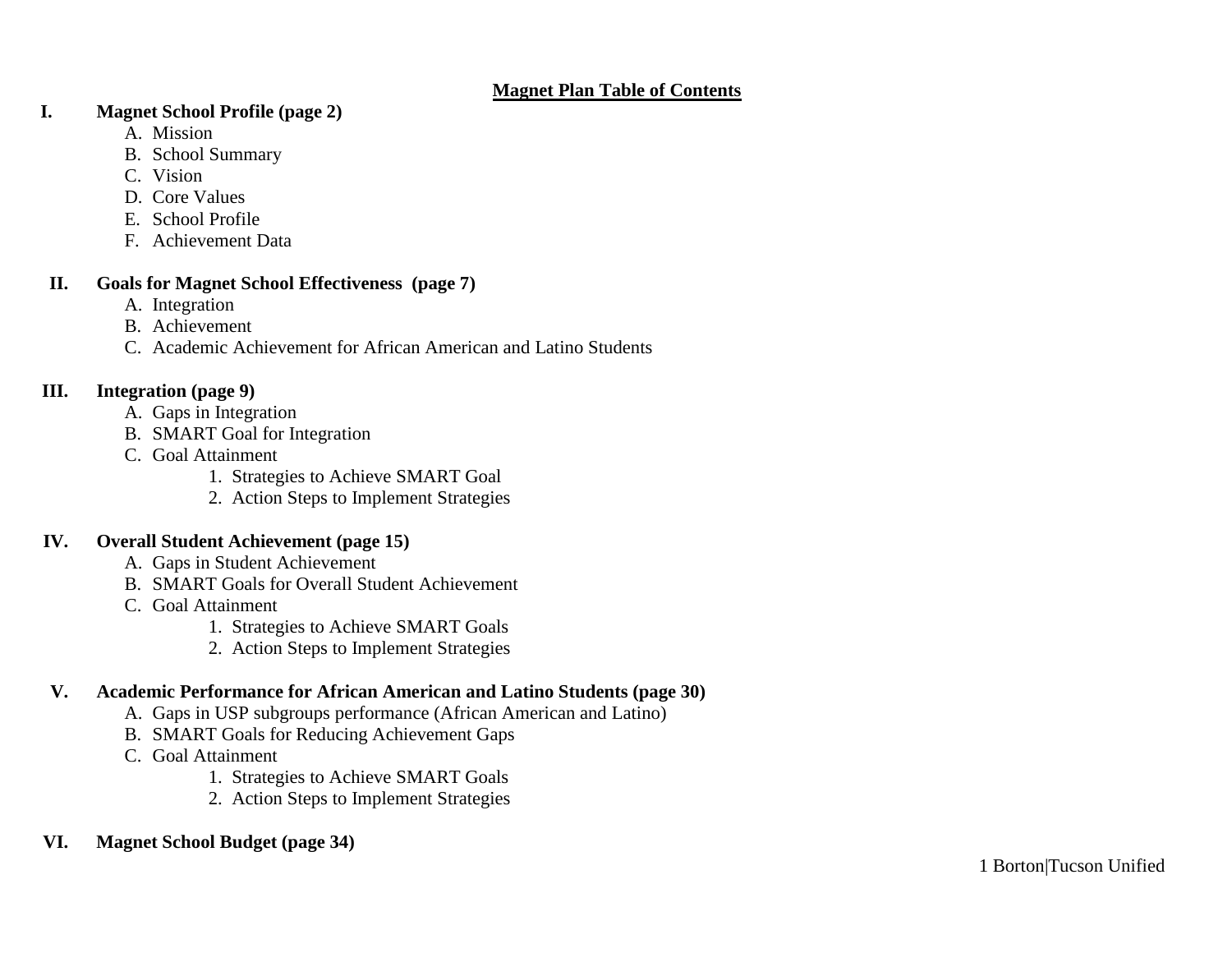# Magnet Plan Table of Contents

**I. Magnet School Profile (page 2)**

A. Mission
B. School Summary
C. Vision
D. Core Values
E. School Profile
F. Achievement Data

**II. Goals for Magnet School Effectiveness (page 7)**

A. Integration
B. Achievement
C. Academic Achievement for African American and Latino Students

**III. Integration (page 9)**

A. Gaps in Integration
B. SMART Goal for Integration
C. Goal Attainment
   1. Strategies to Achieve SMART Goal
   2. Action Steps to Implement Strategies

**IV. Overall Student Achievement (page 15)**

A. Gaps in Student Achievement
B. SMART Goals for Overall Student Achievement
C. Goal Attainment
   1. Strategies to Achieve SMART Goals
   2. Action Steps to Implement Strategies

**V. Academic Performance for African American and Latino Students (page 30)**

A. Gaps in USP subgroups performance (African American and Latino)
B. SMART Goals for Reducing Achievement Gaps
C. Goal Attainment
   1. Strategies to Achieve SMART Goals
   2. Action Steps to Implement Strategies

**VI. Magnet School Budget (page 34)**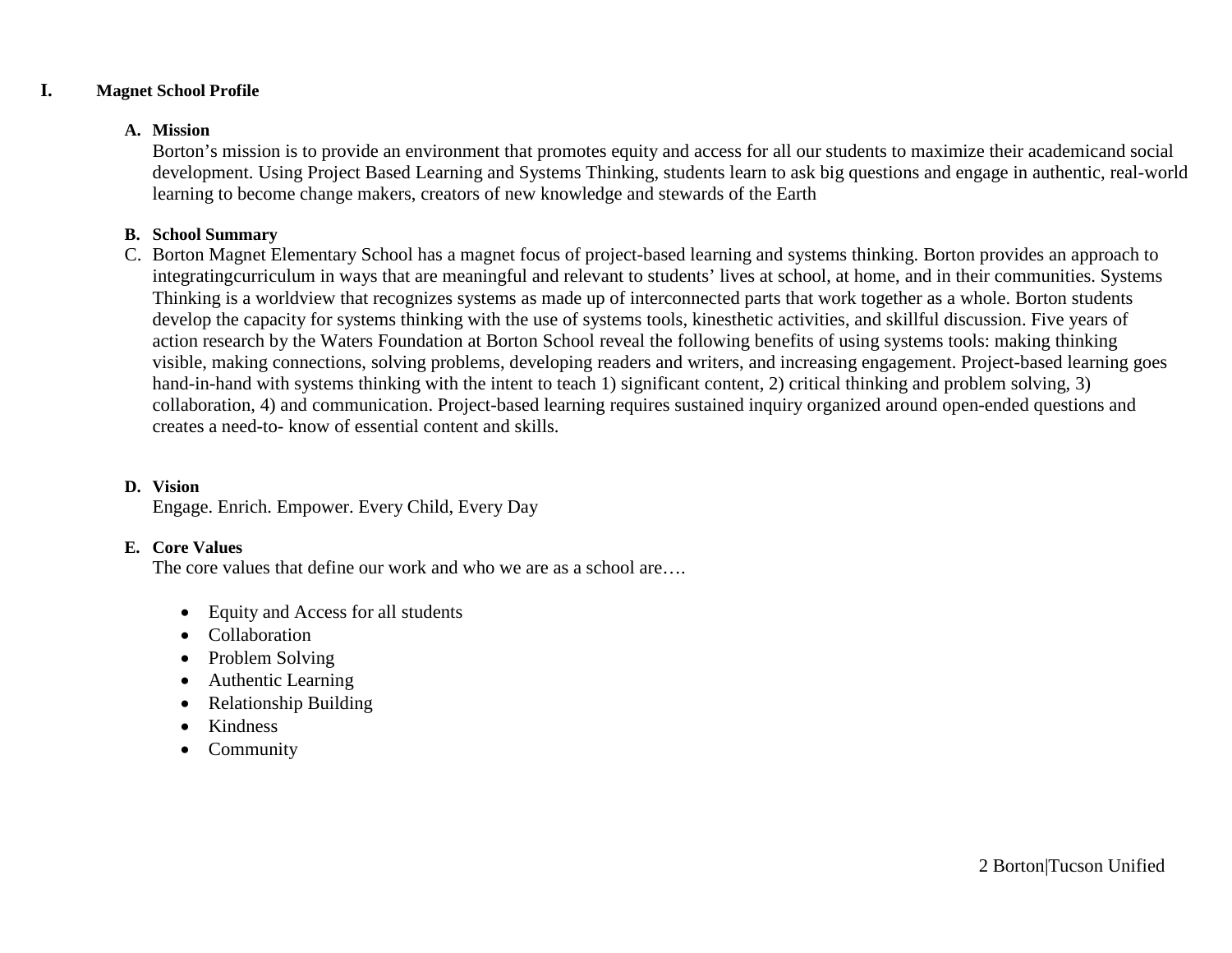# I. Magnet School Profile

## A. Mission

Borton's mission is to provide an environment that promotes equity and access for all our students to maximize their academicand social development. Using Project Based Learning and Systems Thinking, students learn to ask big questions and engage in authentic, real-world learning to become change makers, creators of new knowledge and stewards of the Earth

## B. School Summary

C. Borton Magnet Elementary School has a magnet focus of project-based learning and systems thinking. Borton provides an approach to integratingcurriculum in ways that are meaningful and relevant to students' lives at school, at home, and in their communities. Systems Thinking is a worldview that recognizes systems as made up of interconnected parts that work together as a whole. Borton students develop the capacity for systems thinking with the use of systems tools, kinesthetic activities, and skillful discussion. Five years of action research by the Waters Foundation at Borton School reveal the following benefits of using systems tools: making thinking visible, making connections, solving problems, developing readers and writers, and increasing engagement. Project-based learning goes hand-in-hand with systems thinking with the intent to teach 1) significant content, 2) critical thinking and problem solving, 3) collaboration, 4) and communication. Project-based learning requires sustained inquiry organized around open-ended questions and creates a need-to- know of essential content and skills.

## D. Vision

Engage. Enrich. Empower. Every Child, Every Day

## E. Core Values

The core values that define our work and who we are as a school are….

- Equity and Access for all students
- Collaboration
- Problem Solving
- Authentic Learning
- Relationship Building
- Kindness
- Community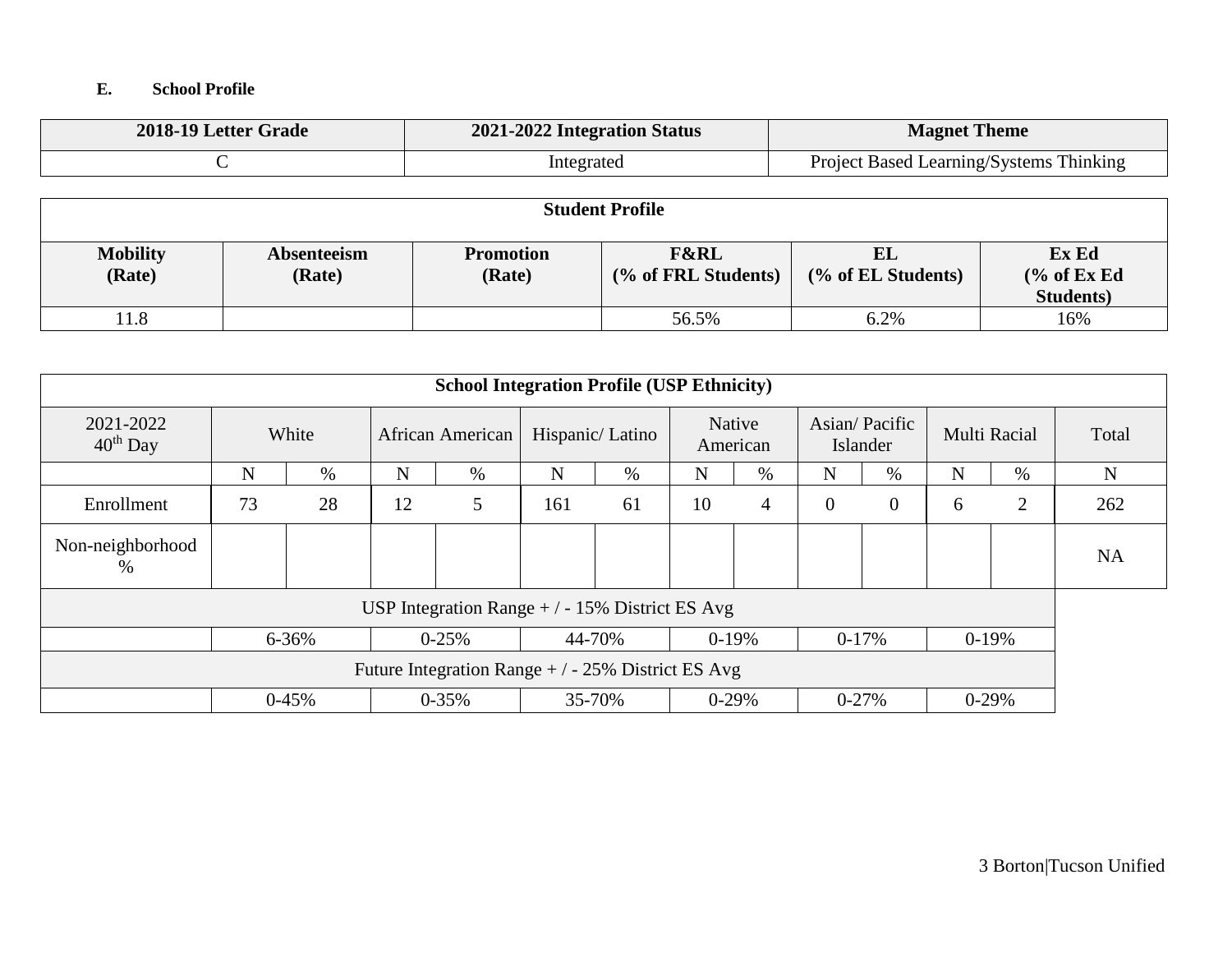**E. School Profile**

| 2018-19 Letter Grade | 2021-2022 Integration Status | Magnet Theme |
|---|---|---|
| C | Integrated | Project Based Learning/Systems Thinking |

| Student Profile | | | | | |
|---|---|---|---|---|---|
| **Mobility (Rate)** | **Absenteeism (Rate)** | **Promotion (Rate)** | **F&RL (% of FRL Students)** | **EL (% of EL Students)** | **Ex Ed (% of Ex Ed Students)** |
| 11.8 | | | 56.5% | 6.2% | 16% |

| School Integration Profile (USP Ethnicity) | | | | | | | | | | | | | |
|---|---|---|---|---|---|---|---|---|---|---|---|---|---|
| 2021-2022 40th Day | White | | African American | | Hispanic/ Latino | | Native American | | Asian/ Pacific Islander | | Multi Racial | | Total |
| | N | % | N | % | N | % | N | % | N | % | N | % | N |
| Enrollment | 73 | 28 | 12 | 5 | 161 | 61 | 10 | 4 | 0 | 0 | 6 | 2 | 262 |
| Non-neighborhood % | | | | | | | | | | | | | NA |
| USP Integration Range + / - 15% District ES Avg | | | | | | | | | | | | | |
| | 6-36% | | 0-25% | | 44-70% | | 0-19% | | 0-17% | | 0-19% | | |
| Future Integration Range + / - 25% District ES Avg | | | | | | | | | | | | | |
| | 0-45% | | 0-35% | | 35-70% | | 0-29% | | 0-27% | | 0-29% | | |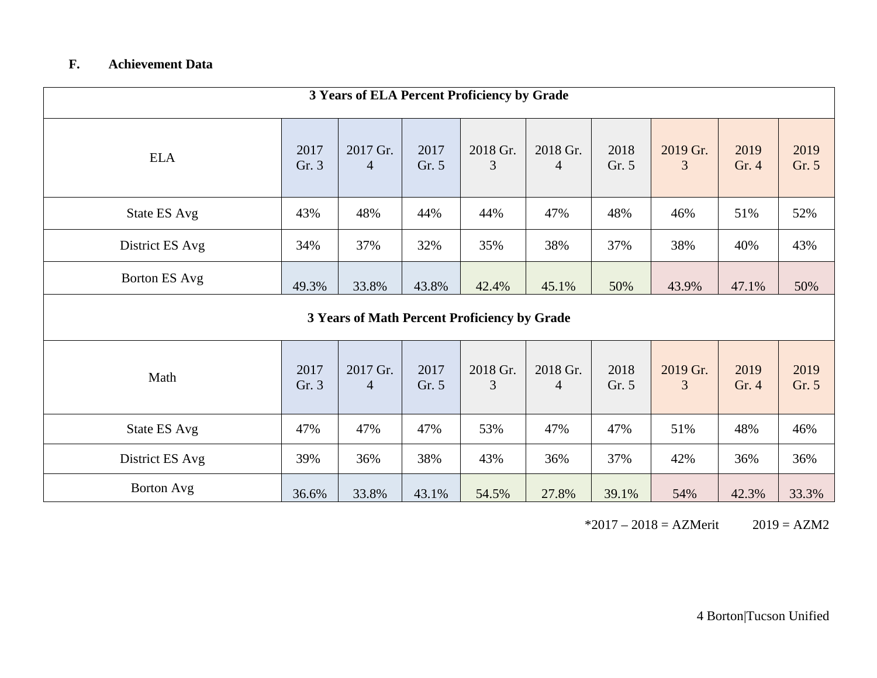### F. Achievement Data

| 3 Years of ELA Percent Proficiency by Grade | | | | | | | | | |
|---|---|---|---|---|---|---|---|---|---|
| ELA | 2017 Gr. 3 | 2017 Gr. 4 | 2017 Gr. 5 | 2018 Gr. 3 | 2018 Gr. 4 | 2018 Gr. 5 | 2019 Gr. 3 | 2019 Gr. 4 | 2019 Gr. 5 |
| State ES Avg | 43% | 48% | 44% | 44% | 47% | 48% | 46% | 51% | 52% |
| District ES Avg | 34% | 37% | 32% | 35% | 38% | 37% | 38% | 40% | 43% |
| Borton ES Avg | 49.3% | 33.8% | 43.8% | 42.4% | 45.1% | 50% | 43.9% | 47.1% | 50% |

| 3 Years of Math Percent Proficiency by Grade | | | | | | | | | |
|---|---|---|---|---|---|---|---|---|---|
| Math | 2017 Gr. 3 | 2017 Gr. 4 | 2017 Gr. 5 | 2018 Gr. 3 | 2018 Gr. 4 | 2018 Gr. 5 | 2019 Gr. 3 | 2019 Gr. 4 | 2019 Gr. 5 |
| State ES Avg | 47% | 47% | 47% | 53% | 47% | 47% | 51% | 48% | 46% |
| District ES Avg | 39% | 36% | 38% | 43% | 36% | 37% | 42% | 36% | 36% |
| Borton Avg | 36.6% | 33.8% | 43.1% | 54.5% | 27.8% | 39.1% | 54% | 42.3% | 33.3% |

*2017 – 2018 = AZMerit 2019 = AZM2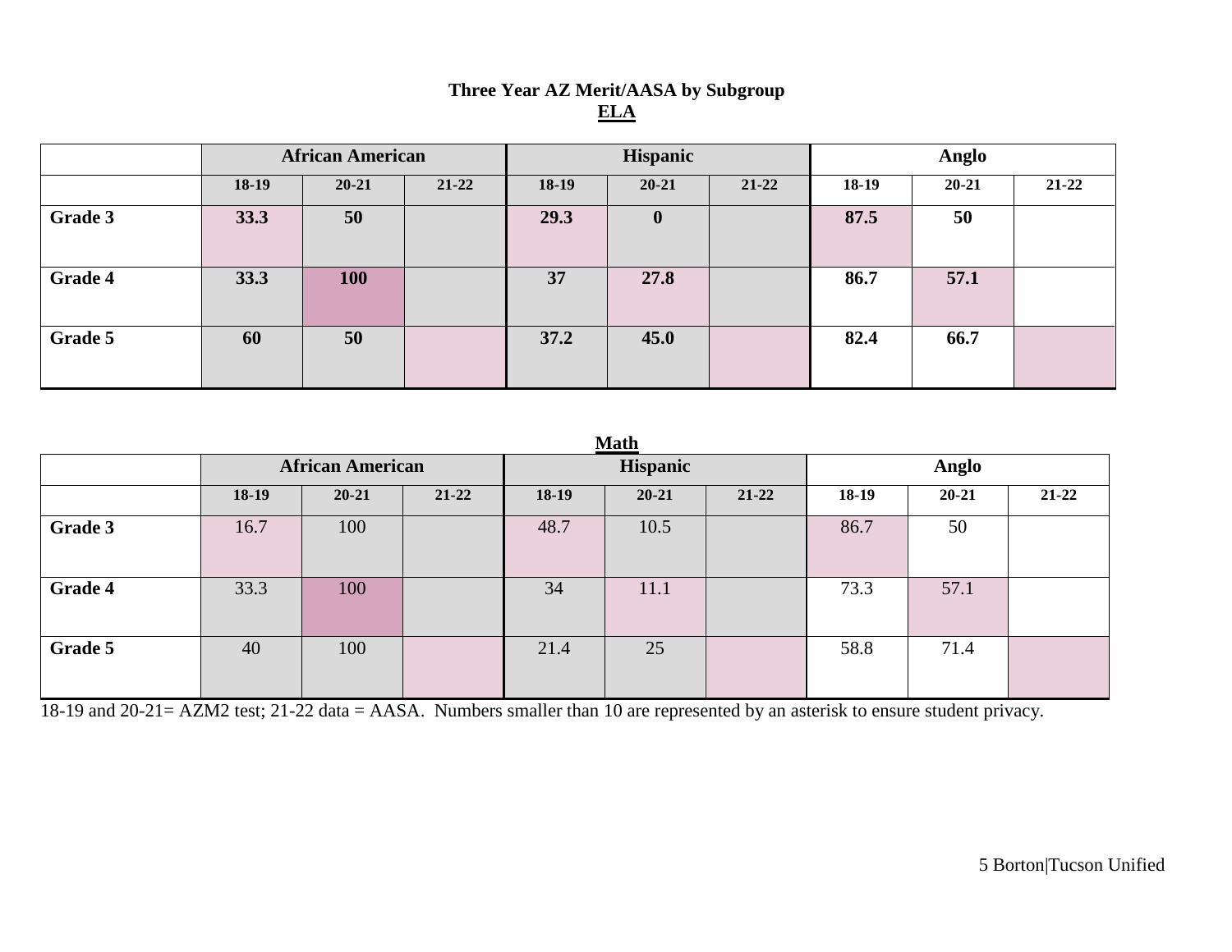**Three Year AZ Merit/AASA by Subgroup**

**ELA**

| | African American | | | Hispanic | | | Anglo | | |
|---|---|---|---|---|---|---|---|---|---|
| | 18-19 | 20-21 | 21-22 | 18-19 | 20-21 | 21-22 | 18-19 | 20-21 | 21-22 |
| **Grade 3** | **33.3** | **50** | | **29.3** | **0** | | **87.5** | **50** | |
| **Grade 4** | **33.3** | **100** | | **37** | **27.8** | | **86.7** | **57.1** | |
| **Grade 5** | **60** | **50** | | **37.2** | **45.0** | | **82.4** | **66.7** | |

**Math**

| | African American | | | Hispanic | | | Anglo | | |
|---|---|---|---|---|---|---|---|---|---|
| | 18-19 | 20-21 | 21-22 | 18-19 | 20-21 | 21-22 | 18-19 | 20-21 | 21-22 |
| **Grade 3** | 16.7 | 100 | | 48.7 | 10.5 | | 86.7 | 50 | |
| **Grade 4** | 33.3 | 100 | | 34 | 11.1 | | 73.3 | 57.1 | |
| **Grade 5** | 40 | 100 | | 21.4 | 25 | | 58.8 | 71.4 | |

18-19 and 20-21= AZM2 test; 21-22 data = AASA. Numbers smaller than 10 are represented by an asterisk to ensure student privacy.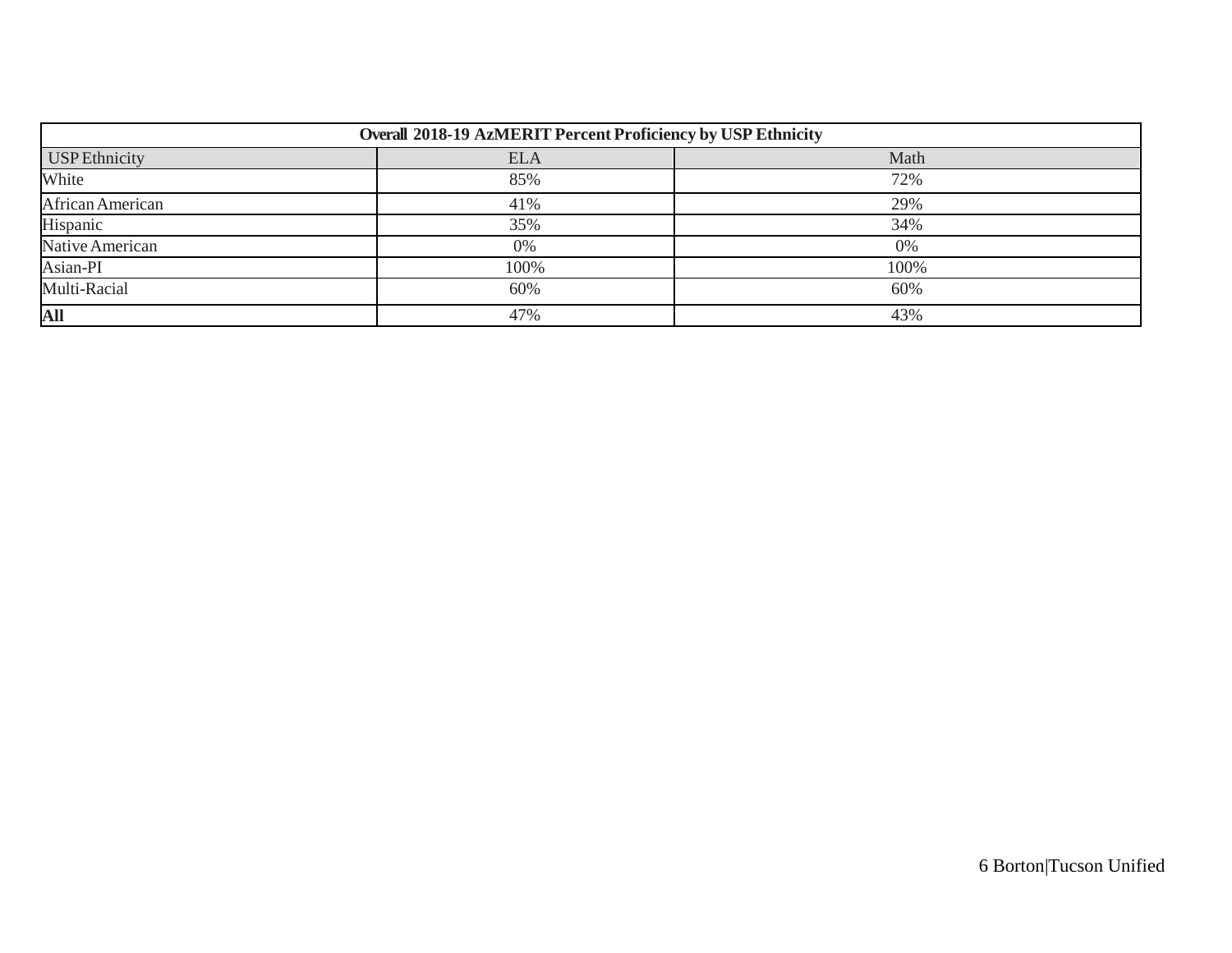| Overall 2018-19 AzMERIT Percent Proficiency by USP Ethnicity | | |
|---|---|---|
| USP Ethnicity | ELA | Math |
| White | 85% | 72% |
| African American | 41% | 29% |
| Hispanic | 35% | 34% |
| Native American | 0% | 0% |
| Asian-PI | 100% | 100% |
| Multi-Racial | 60% | 60% |
| **All** | 47% | 43% |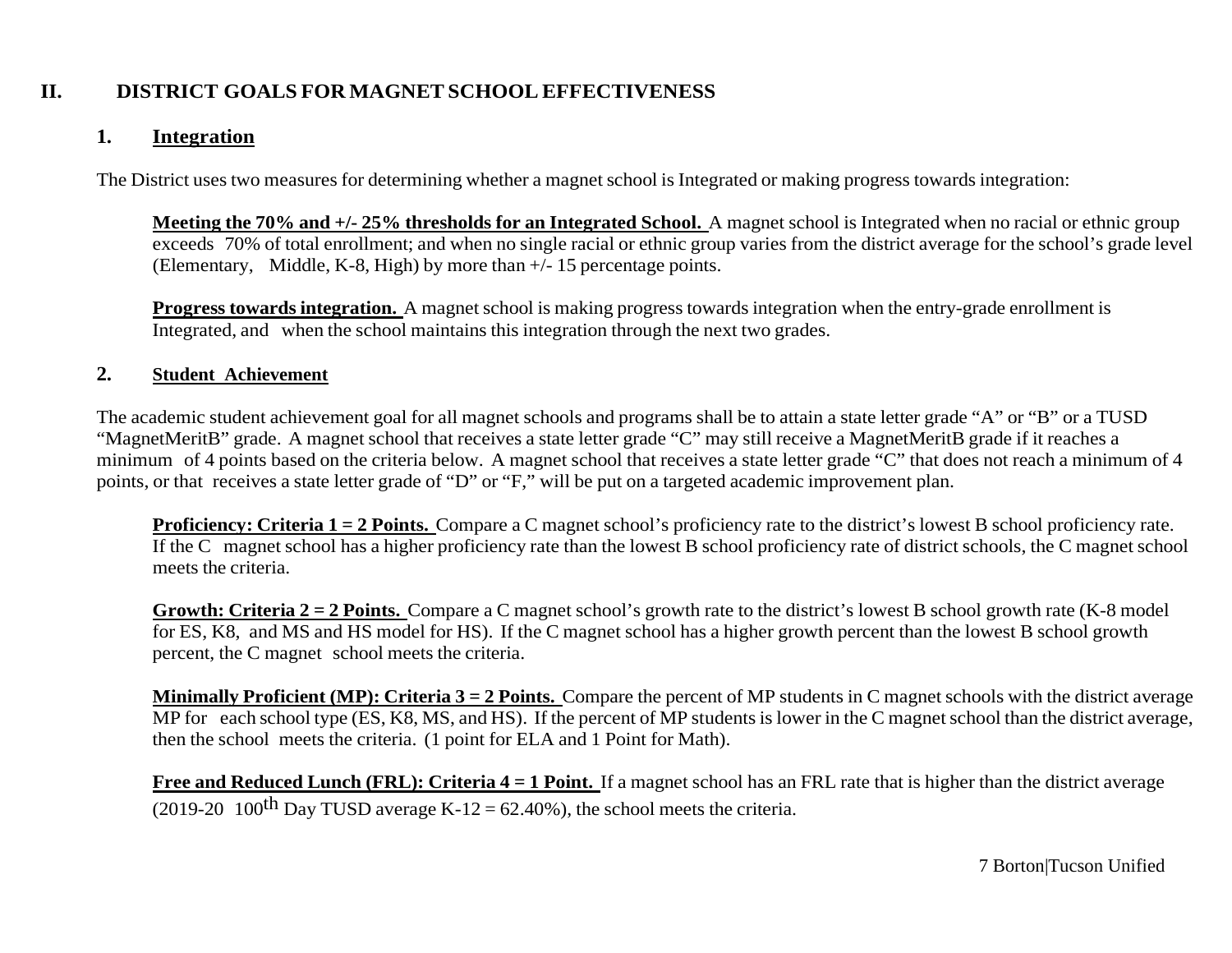## II. DISTRICT GOALS FOR MAGNET SCHOOL EFFECTIVENESS

### 1. Integration

The District uses two measures for determining whether a magnet school is Integrated or making progress towards integration:

**Meeting the 70% and +/- 25% thresholds for an Integrated School.** A magnet school is Integrated when no racial or ethnic group exceeds 70% of total enrollment; and when no single racial or ethnic group varies from the district average for the school's grade level (Elementary, Middle, K-8, High) by more than +/- 15 percentage points.

**Progress towards integration.** A magnet school is making progress towards integration when the entry-grade enrollment is Integrated, and when the school maintains this integration through the next two grades.

### 2. Student Achievement

The academic student achievement goal for all magnet schools and programs shall be to attain a state letter grade "A" or "B" or a TUSD "MagnetMeritB" grade. A magnet school that receives a state letter grade "C" may still receive a MagnetMeritB grade if it reaches a minimum of 4 points based on the criteria below. A magnet school that receives a state letter grade "C" that does not reach a minimum of 4 points, or that receives a state letter grade of "D" or "F," will be put on a targeted academic improvement plan.

**Proficiency: Criteria 1 = 2 Points.** Compare a C magnet school's proficiency rate to the district's lowest B school proficiency rate. If the C magnet school has a higher proficiency rate than the lowest B school proficiency rate of district schools, the C magnet school meets the criteria.

**Growth: Criteria 2 = 2 Points.** Compare a C magnet school's growth rate to the district's lowest B school growth rate (K-8 model for ES, K8, and MS and HS model for HS). If the C magnet school has a higher growth percent than the lowest B school growth percent, the C magnet school meets the criteria.

**Minimally Proficient (MP): Criteria 3 = 2 Points.** Compare the percent of MP students in C magnet schools with the district average MP for each school type (ES, K8, MS, and HS). If the percent of MP students is lower in the C magnet school than the district average, then the school meets the criteria. (1 point for ELA and 1 Point for Math).

**Free and Reduced Lunch (FRL): Criteria 4 = 1 Point.** If a magnet school has an FRL rate that is higher than the district average (2019-20 100th Day TUSD average K-12 = 62.40%), the school meets the criteria.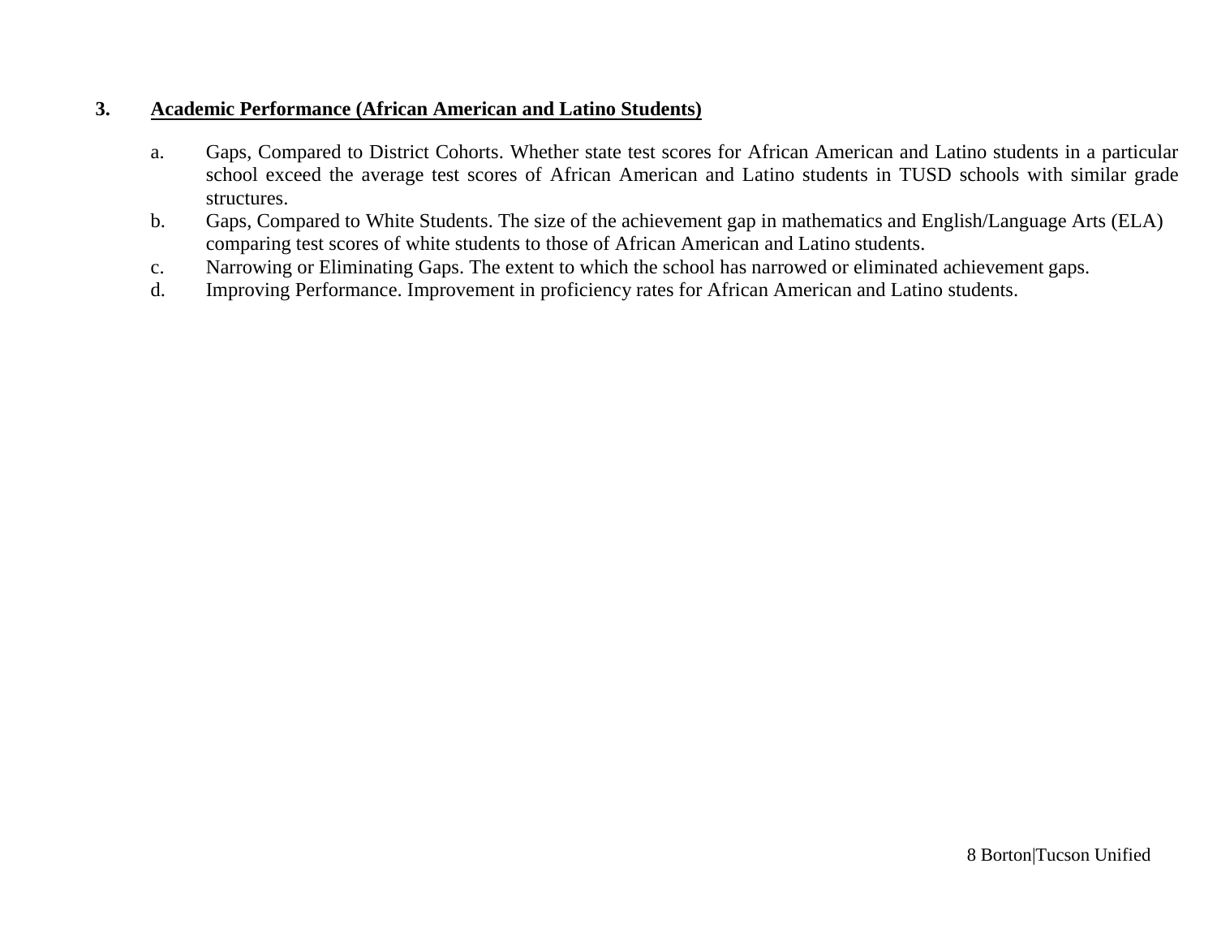### 3. <u>Academic Performance (African American and Latino Students)</u>

a. Gaps, Compared to District Cohorts. Whether state test scores for African American and Latino students in a particular school exceed the average test scores of African American and Latino students in TUSD schools with similar grade structures.

b. Gaps, Compared to White Students. The size of the achievement gap in mathematics and English/Language Arts (ELA) comparing test scores of white students to those of African American and Latino students.

c. Narrowing or Eliminating Gaps. The extent to which the school has narrowed or eliminated achievement gaps.

d. Improving Performance. Improvement in proficiency rates for African American and Latino students.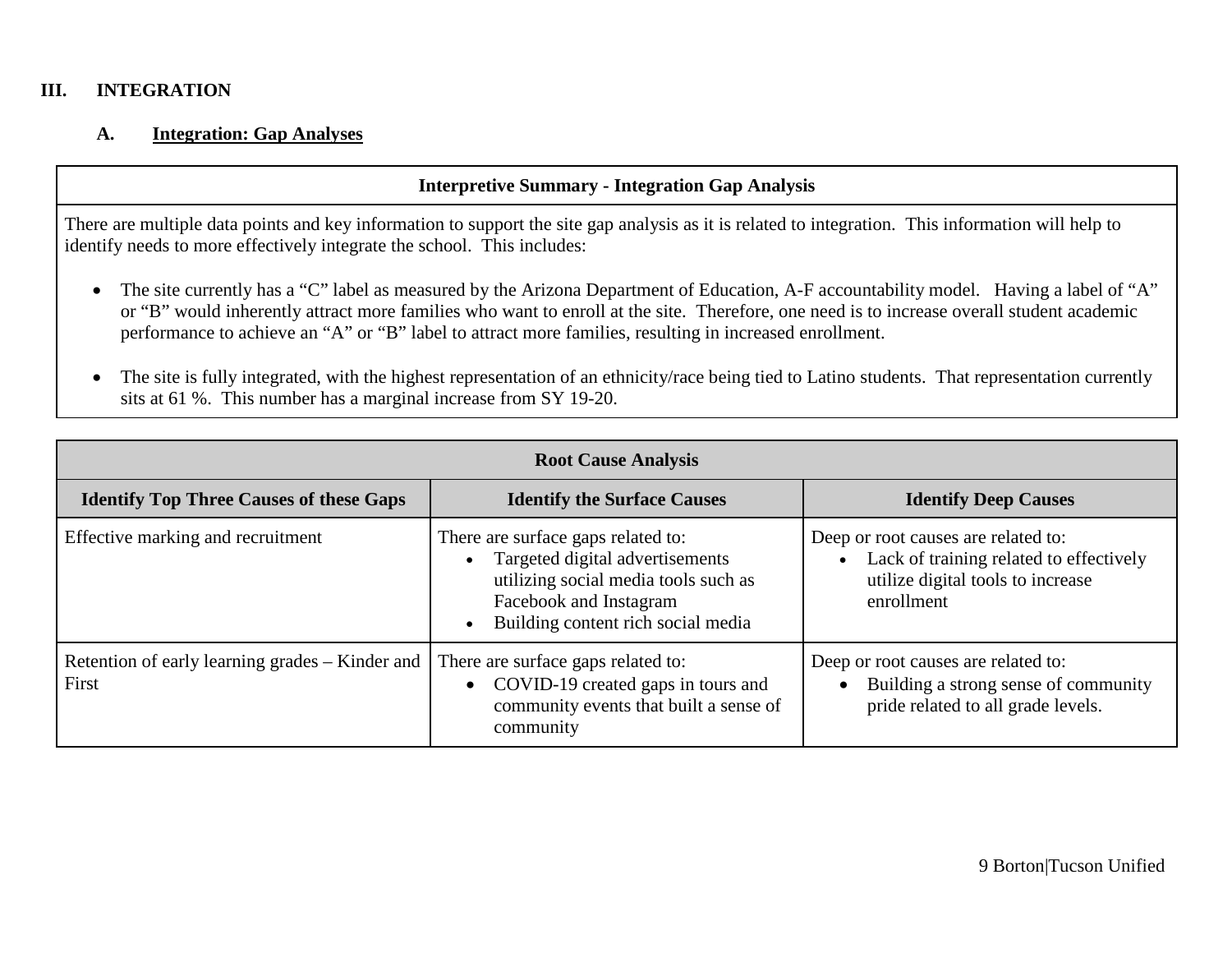## III. INTEGRATION

### A. Integration: Gap Analyses

| Interpretive Summary - Integration Gap Analysis |
|---|
| There are multiple data points and key information to support the site gap analysis as it is related to integration. This information will help to identify needs to more effectively integrate the school. This includes:<br><br>• The site currently has a "C" label as measured by the Arizona Department of Education, A-F accountability model. Having a label of "A" or "B" would inherently attract more families who want to enroll at the site. Therefore, one need is to increase overall student academic performance to achieve an "A" or "B" label to attract more families, resulting in increased enrollment.<br><br>• The site is fully integrated, with the highest representation of an ethnicity/race being tied to Latino students. That representation currently sits at 61 %. This number has a marginal increase from SY 19-20. |

| Root Cause Analysis | | |
|---|---|---|
| **Identify Top Three Causes of these Gaps** | **Identify the Surface Causes** | **Identify Deep Causes** |
| Effective marking and recruitment | There are surface gaps related to:<br>• Targeted digital advertisements utilizing social media tools such as Facebook and Instagram<br>• Building content rich social media | Deep or root causes are related to:<br>• Lack of training related to effectively utilize digital tools to increase enrollment |
| Retention of early learning grades – Kinder and First | There are surface gaps related to:<br>• COVID-19 created gaps in tours and community events that built a sense of community | Deep or root causes are related to:<br>• Building a strong sense of community pride related to all grade levels. |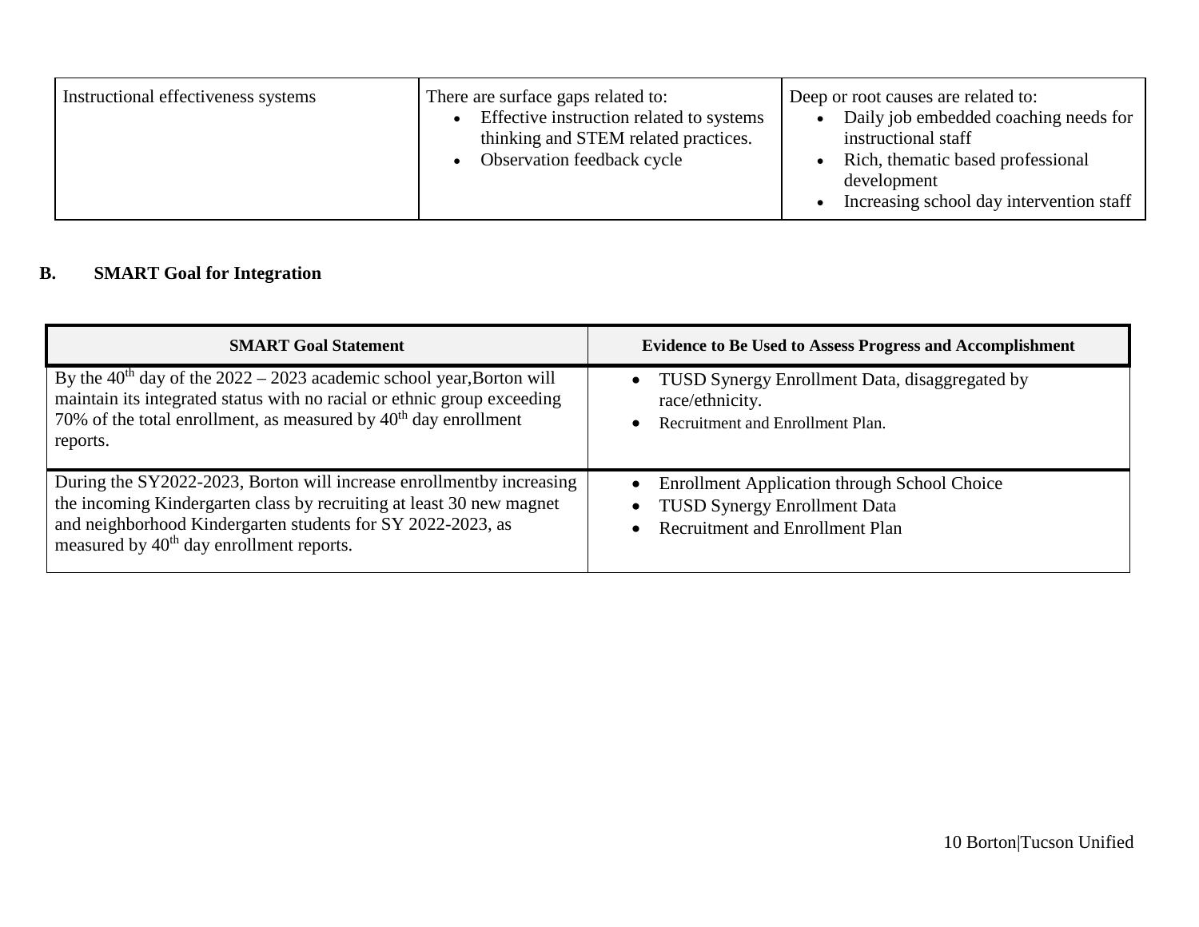| Instructional effectiveness systems | There are surface gaps related to:<br>• Effective instruction related to systems thinking and STEM related practices.<br>• Observation feedback cycle | Deep or root causes are related to:<br>• Daily job embedded coaching needs for instructional staff<br>• Rich, thematic based professional development<br>• Increasing school day intervention staff |
|---|---|---|

## B. SMART Goal for Integration

| SMART Goal Statement | Evidence to Be Used to Assess Progress and Accomplishment |
|---|---|
| By the 40th day of the 2022 – 2023 academic school year,Borton will maintain its integrated status with no racial or ethnic group exceeding 70% of the total enrollment, as measured by 40th day enrollment reports. | • TUSD Synergy Enrollment Data, disaggregated by race/ethnicity.<br>• Recruitment and Enrollment Plan. |
| During the SY2022-2023, Borton will increase enrollmentby increasing the incoming Kindergarten class by recruiting at least 30 new magnet and neighborhood Kindergarten students for SY 2022-2023, as measured by 40th day enrollment reports. | • Enrollment Application through School Choice<br>• TUSD Synergy Enrollment Data<br>• Recruitment and Enrollment Plan |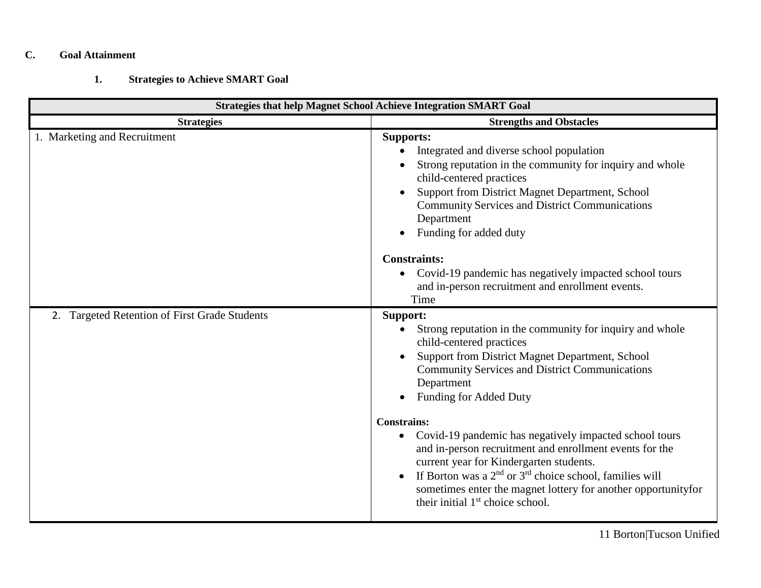## C. Goal Attainment

### 1. Strategies to Achieve SMART Goal

| Strategies that help Magnet School Achieve Integration SMART Goal | |
|---|---|
| **Strategies** | **Strengths and Obstacles** |
| 1. Marketing and Recruitment | **Supports:**<br>• Integrated and diverse school population<br>• Strong reputation in the community for inquiry and whole child-centered practices<br>• Support from District Magnet Department, School Community Services and District Communications Department<br>• Funding for added duty<br><br>**Constraints:**<br>• Covid-19 pandemic has negatively impacted school tours and in-person recruitment and enrollment events.<br>Time |
| 2. Targeted Retention of First Grade Students | **Support:**<br>• Strong reputation in the community for inquiry and whole child-centered practices<br>• Support from District Magnet Department, School Community Services and District Communications Department<br>• Funding for Added Duty<br><br>**Constrains:**<br>• Covid-19 pandemic has negatively impacted school tours and in-person recruitment and enrollment events for the current year for Kindergarten students.<br>• If Borton was a 2nd or 3rd choice school, families will sometimes enter the magnet lottery for another opportunityfor their initial 1st choice school. |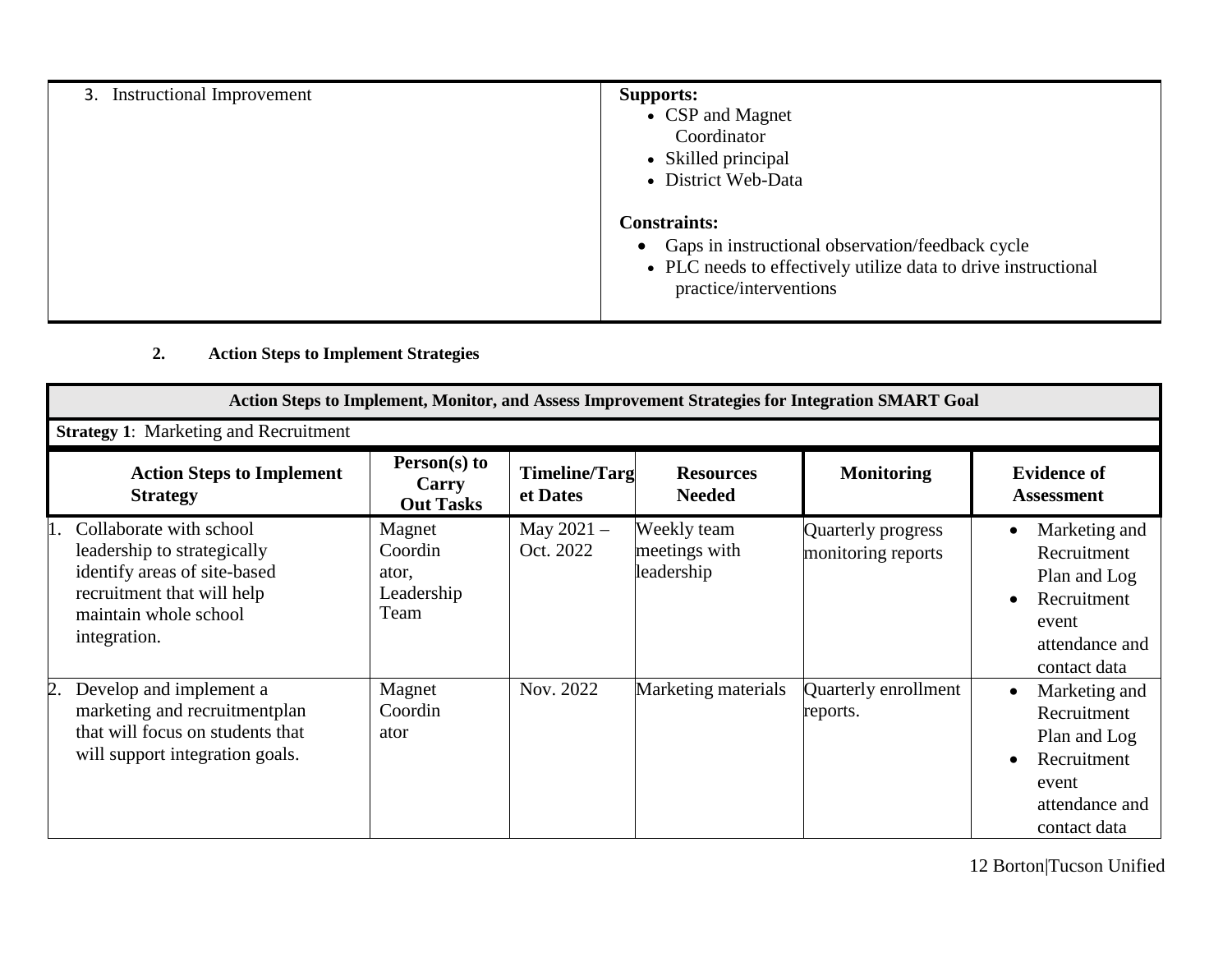| 3. Instructional Improvement | **Supports:**<br>• CSP and Magnet Coordinator<br>• Skilled principal<br>• District Web-Data<br><br>**Constraints:**<br>• Gaps in instructional observation/feedback cycle<br>• PLC needs to effectively utilize data to drive instructional practice/interventions |
|---|---|

**2. Action Steps to Implement Strategies**

| **Action Steps to Implement, Monitor, and Assess Improvement Strategies for Integration SMART Goal** | | | | | |
|---|---|---|---|---|---|
| **Strategy 1**: Marketing and Recruitment | | | | | |
| **Action Steps to Implement Strategy** | **Person(s) to Carry Out Tasks** | **Timeline/Target Dates** | **Resources Needed** | **Monitoring** | **Evidence of Assessment** |
| 1. Collaborate with school leadership to strategically identify areas of site-based recruitment that will help maintain whole school integration. | Magnet Coordinator, Leadership Team | May 2021 – Oct. 2022 | Weekly team meetings with leadership | Quarterly progress monitoring reports | • Marketing and Recruitment Plan and Log<br>• Recruitment event attendance and contact data |
| 2. Develop and implement a marketing and recruitmentplan that will focus on students that will support integration goals. | Magnet Coordinator | Nov. 2022 | Marketing materials | Quarterly enrollment reports. | • Marketing and Recruitment Plan and Log<br>• Recruitment event attendance and contact data |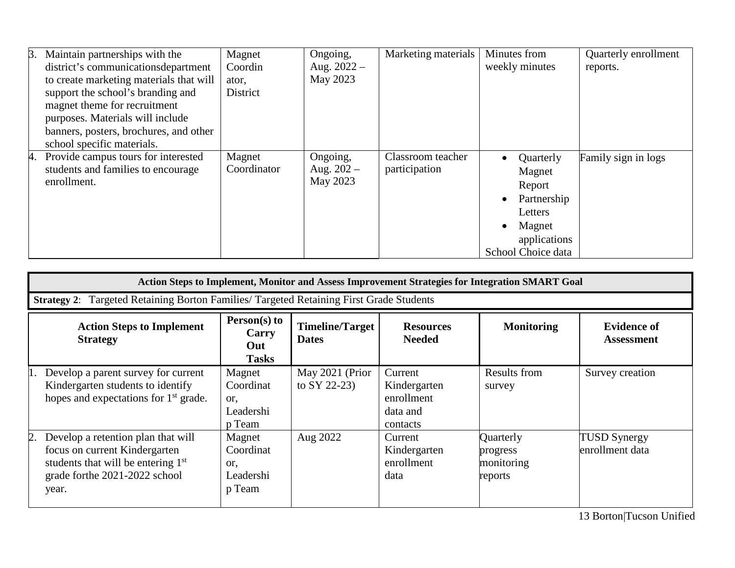| | | | | | |
|---|---|---|---|---|---|
| 3. Maintain partnerships with the district's communicationsdepartment to create marketing materials that will support the school's branding and magnet theme for recruitment purposes. Materials will include banners, posters, brochures, and other school specific materials. | Magnet Coordinator, District | Ongoing, Aug. 2022 – May 2023 | Marketing materials | Minutes from weekly minutes | Quarterly enrollment reports. |
| 4. Provide campus tours for interested students and families to encourage enrollment. | Magnet Coordinator | Ongoing, Aug. 202 – May 2023 | Classroom teacher participation | • Quarterly Magnet Report<br>• Partnership Letters<br>• Magnet applications<br>School Choice data | Family sign in logs |

| Action Steps to Implement, Monitor and Assess Improvement Strategies for Integration SMART Goal | | | | | |
|---|---|---|---|---|---|
| **Strategy 2**: Targeted Retaining Borton Families/ Targeted Retaining First Grade Students | | | | | |
| **Action Steps to Implement Strategy** | **Person(s) to Carry Out Tasks** | **Timeline/Target Dates** | **Resources Needed** | **Monitoring** | **Evidence of Assessment** |
| 1. Develop a parent survey for current Kindergarten students to identify hopes and expectations for 1st grade. | Magnet Coordinator, Leadership Team | May 2021 (Prior to SY 22-23) | Current Kindergarten enrollment data and contacts | Results from survey | Survey creation |
| 2. Develop a retention plan that will focus on current Kindergarten students that will be entering 1st grade forthe 2021-2022 school year. | Magnet Coordinator, Leadership Team | Aug 2022 | Current Kindergarten enrollment data | Quarterly progress monitoring reports | TUSD Synergy enrollment data |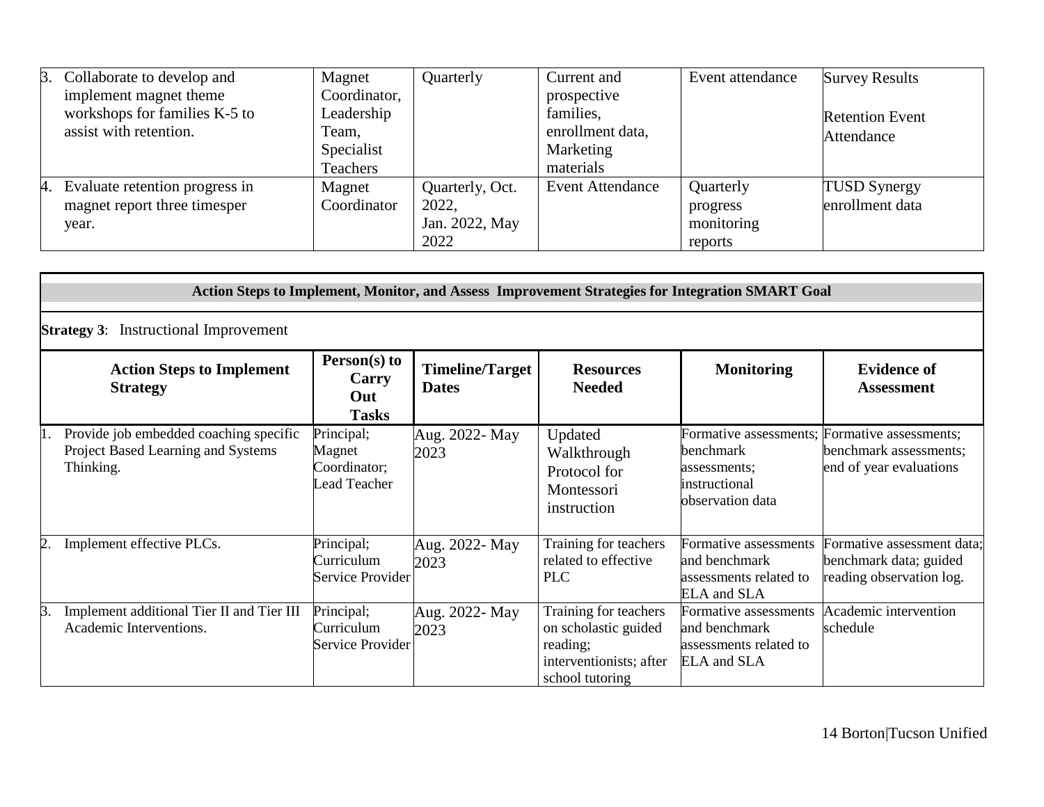| | | | | | |
|---|---|---|---|---|---|
| 3. Collaborate to develop and implement magnet theme workshops for families K-5 to assist with retention. | Magnet Coordinator, Leadership Team, Specialist Teachers | Quarterly | Current and prospective families, enrollment data, Marketing materials | Event attendance | Survey Results<br><br>Retention Event Attendance |
| 4. Evaluate retention progress in magnet report three timesper year. | Magnet Coordinator | Quarterly, Oct. 2022, Jan. 2022, May 2022 | Event Attendance | Quarterly progress monitoring reports | TUSD Synergy enrollment data |

| **Action Steps to Implement, Monitor, and Assess Improvement Strategies for Integration SMART Goal** | | | | | |
|---|---|---|---|---|---|
| **Strategy 3**: Instructional Improvement | | | | | |
| **Action Steps to Implement Strategy** | **Person(s) to Carry Out Tasks** | **Timeline/Target Dates** | **Resources Needed** | **Monitoring** | **Evidence of Assessment** |
| 1. Provide job embedded coaching specific Project Based Learning and Systems Thinking. | Principal; Magnet Coordinator; Lead Teacher | Aug. 2022- May 2023 | Updated Walkthrough Protocol for Montessori instruction | Formative assessments; benchmark assessments; instructional observation data | Formative assessments; benchmark assessments; end of year evaluations |
| 2. Implement effective PLCs. | Principal; Curriculum Service Provider | Aug. 2022- May 2023 | Training for teachers related to effective PLC | Formative assessments and benchmark assessments related to ELA and SLA | Formative assessment data; benchmark data; guided reading observation log. |
| 3. Implement additional Tier II and Tier III Academic Interventions. | Principal; Curriculum Service Provider | Aug. 2022- May 2023 | Training for teachers on scholastic guided reading; interventionists; after school tutoring | Formative assessments and benchmark assessments related to ELA and SLA | Academic intervention schedule |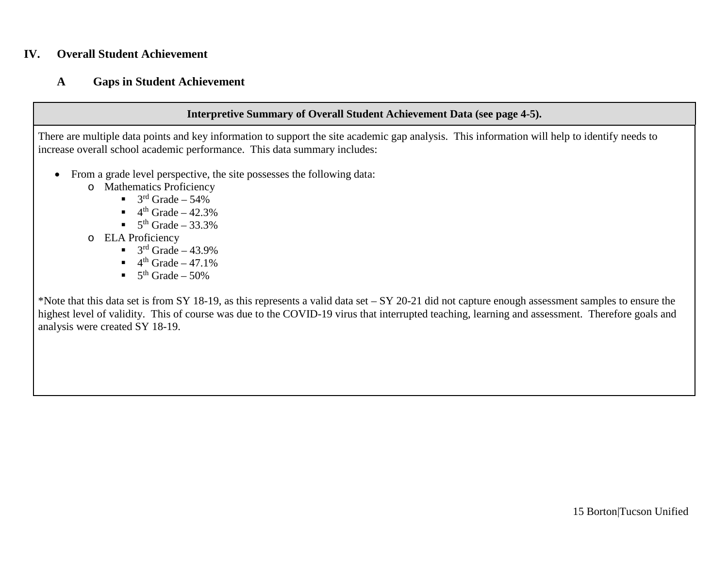# IV. Overall Student Achievement

## A Gaps in Student Achievement

**Interpretive Summary of Overall Student Achievement Data (see page 4-5).**

There are multiple data points and key information to support the site academic gap analysis. This information will help to identify needs to increase overall school academic performance. This data summary includes:

- From a grade level perspective, the site possesses the following data:
  - Mathematics Proficiency
    - 3rd Grade – 54%
    - 4th Grade – 42.3%
    - 5th Grade – 33.3%
  - ELA Proficiency
    - 3rd Grade – 43.9%
    - 4th Grade – 47.1%
    - 5th Grade – 50%

*Note that this data set is from SY 18-19, as this represents a valid data set – SY 20-21 did not capture enough assessment samples to ensure the highest level of validity. This of course was due to the COVID-19 virus that interrupted teaching, learning and assessment. Therefore goals and analysis were created SY 18-19.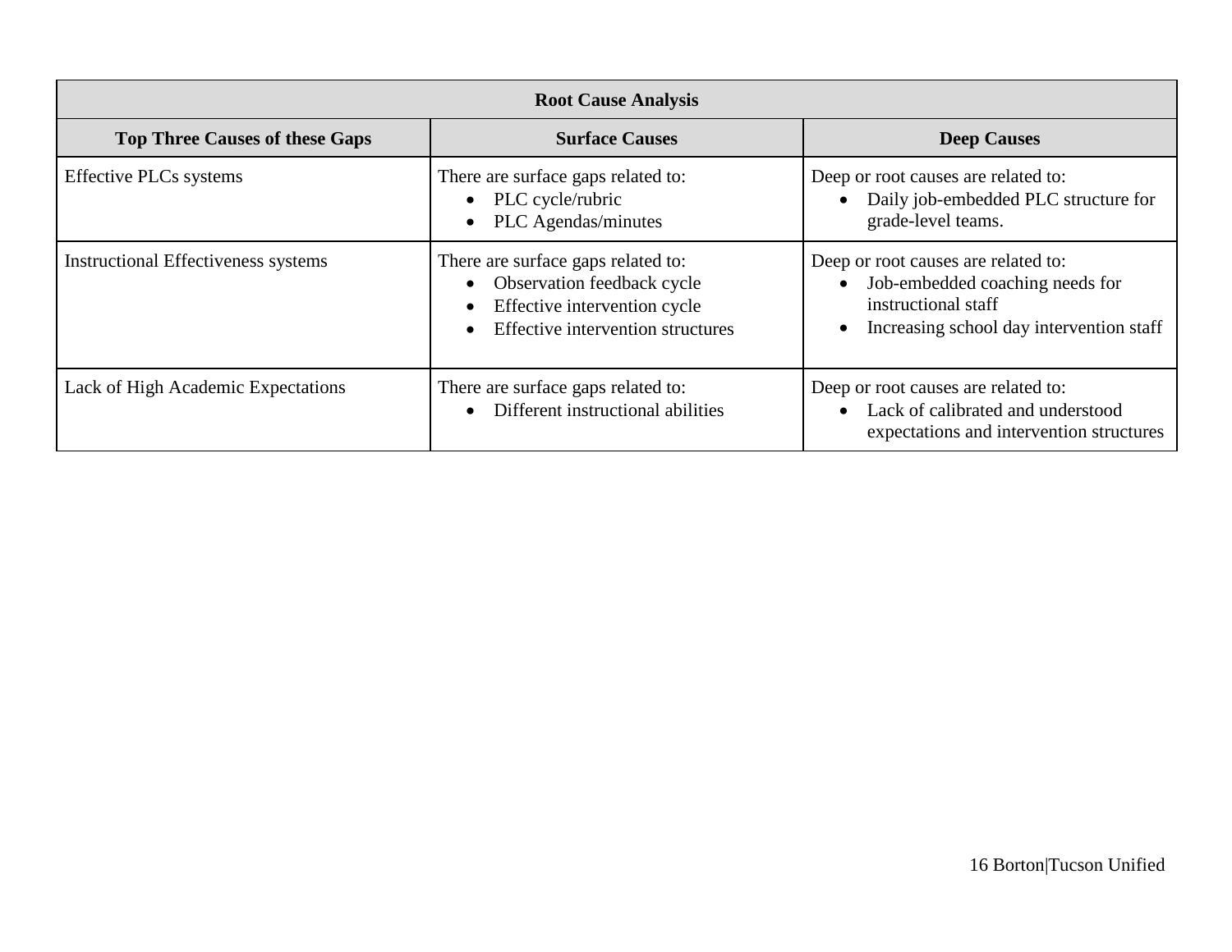| Root Cause Analysis | | |
|---|---|---|
| **Top Three Causes of these Gaps** | **Surface Causes** | **Deep Causes** |
| Effective PLCs systems | There are surface gaps related to:<br>• PLC cycle/rubric<br>• PLC Agendas/minutes | Deep or root causes are related to:<br>• Daily job-embedded PLC structure for grade-level teams. |
| Instructional Effectiveness systems | There are surface gaps related to:<br>• Observation feedback cycle<br>• Effective intervention cycle<br>• Effective intervention structures | Deep or root causes are related to:<br>• Job-embedded coaching needs for instructional staff<br>• Increasing school day intervention staff |
| Lack of High Academic Expectations | There are surface gaps related to:<br>• Different instructional abilities | Deep or root causes are related to:<br>• Lack of calibrated and understood expectations and intervention structures |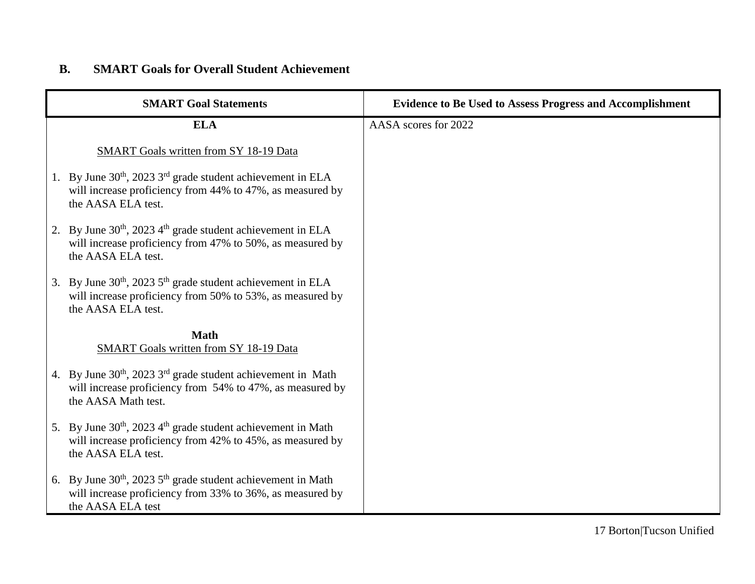### B. SMART Goals for Overall Student Achievement

| SMART Goal Statements | Evidence to Be Used to Assess Progress and Accomplishment |
|---|---|
| **ELA**<br><br><u>SMART Goals written from SY 18-19 Data</u><br><br>1. By June 30th, 2023 3rd grade student achievement in ELA will increase proficiency from 44% to 47%, as measured by the AASA ELA test.<br><br>2. By June 30th, 2023 4th grade student achievement in ELA will increase proficiency from 47% to 50%, as measured by the AASA ELA test.<br><br>3. By June 30th, 2023 5th grade student achievement in ELA will increase proficiency from 50% to 53%, as measured by the AASA ELA test.<br><br>**Math**<br><u>SMART Goals written from SY 18-19 Data</u><br><br>4. By June 30th, 2023 3rd grade student achievement in Math will increase proficiency from 54% to 47%, as measured by the AASA Math test.<br><br>5. By June 30th, 2023 4th grade student achievement in Math will increase proficiency from 42% to 45%, as measured by the AASA ELA test.<br><br>6. By June 30th, 2023 5th grade student achievement in Math will increase proficiency from 33% to 36%, as measured by the AASA ELA test | AASA scores for 2022 |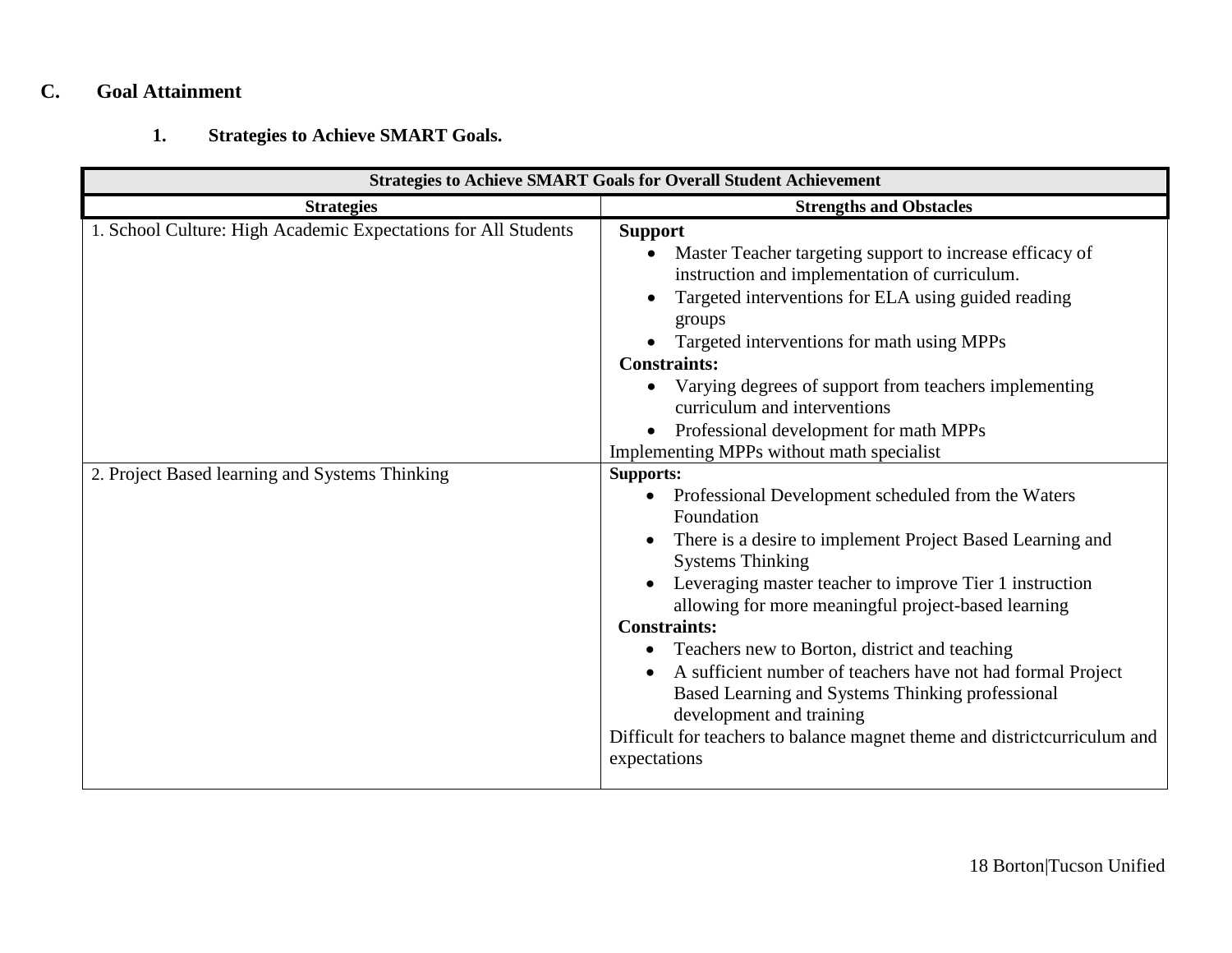## C. Goal Attainment

### 1. Strategies to Achieve SMART Goals.

| Strategies to Achieve SMART Goals for Overall Student Achievement | |
|---|---|
| **Strategies** | **Strengths and Obstacles** |
| 1. School Culture: High Academic Expectations for All Students | **Support**<br>• Master Teacher targeting support to increase efficacy of instruction and implementation of curriculum.<br>• Targeted interventions for ELA using guided reading groups<br>• Targeted interventions for math using MPPs<br>**Constraints:**<br>• Varying degrees of support from teachers implementing curriculum and interventions<br>• Professional development for math MPPs<br>Implementing MPPs without math specialist |
| 2. Project Based learning and Systems Thinking | **Supports:**<br>• Professional Development scheduled from the Waters Foundation<br>• There is a desire to implement Project Based Learning and Systems Thinking<br>• Leveraging master teacher to improve Tier 1 instruction allowing for more meaningful project-based learning<br>**Constraints:**<br>• Teachers new to Borton, district and teaching<br>• A sufficient number of teachers have not had formal Project Based Learning and Systems Thinking professional development and training<br>Difficult for teachers to balance magnet theme and districtcurriculum and expectations |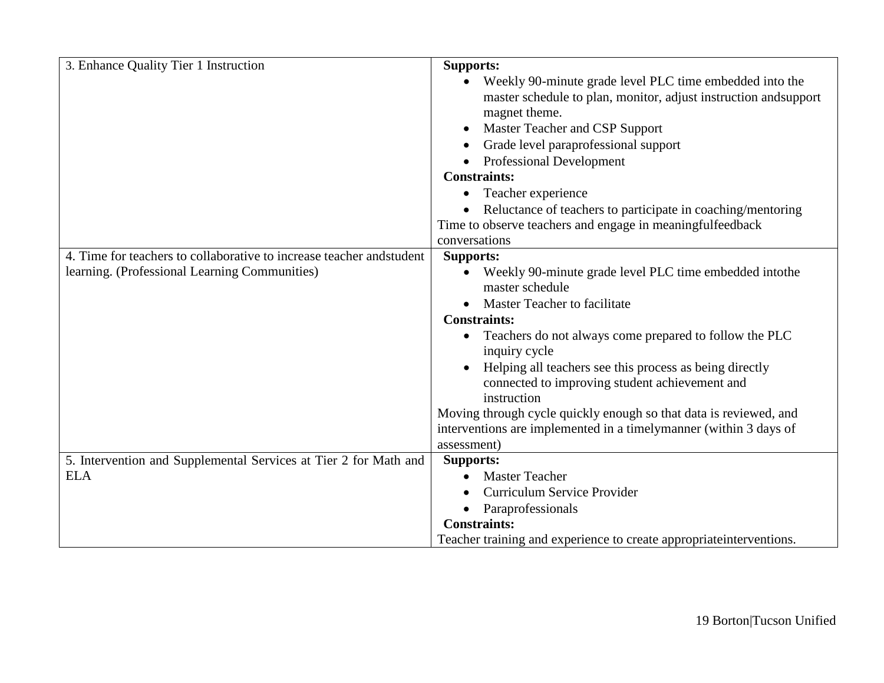| | |
|---|---|
| 3. Enhance Quality Tier 1 Instruction | **Supports:**<br>• Weekly 90-minute grade level PLC time embedded into the master schedule to plan, monitor, adjust instruction andsupport magnet theme.<br>• Master Teacher and CSP Support<br>• Grade level paraprofessional support<br>• Professional Development<br>**Constraints:**<br>• Teacher experience<br>• Reluctance of teachers to participate in coaching/mentoring<br>Time to observe teachers and engage in meaningfulfeedback conversations |
| 4. Time for teachers to collaborative to increase teacher andstudent learning. (Professional Learning Communities) | **Supports:**<br>• Weekly 90-minute grade level PLC time embedded intothe master schedule<br>• Master Teacher to facilitate<br>**Constraints:**<br>• Teachers do not always come prepared to follow the PLC inquiry cycle<br>• Helping all teachers see this process as being directly connected to improving student achievement and instruction<br>Moving through cycle quickly enough so that data is reviewed, and interventions are implemented in a timelymanner (within 3 days of assessment) |
| 5. Intervention and Supplemental Services at Tier 2 for Math and ELA | **Supports:**<br>• Master Teacher<br>• Curriculum Service Provider<br>• Paraprofessionals<br>**Constraints:**<br>Teacher training and experience to create appropriateinterventions. |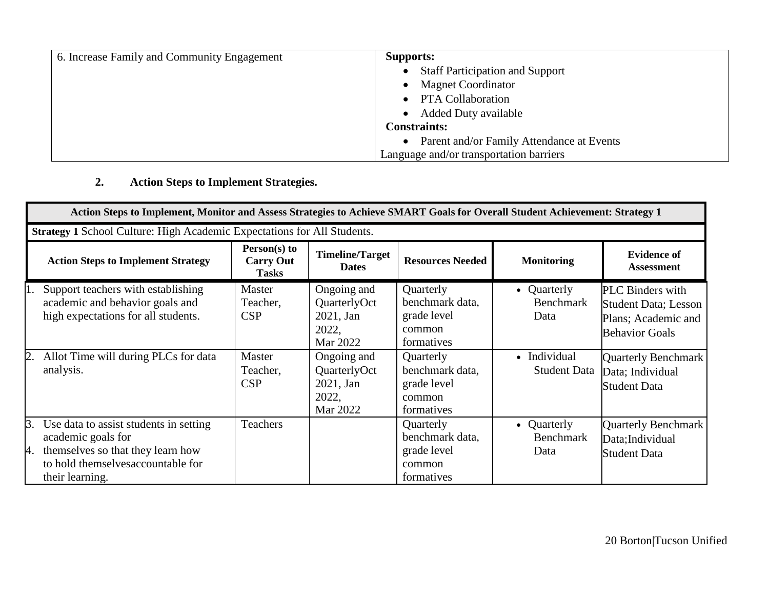| 6. Increase Family and Community Engagement | **Supports:**<br>• Staff Participation and Support<br>• Magnet Coordinator<br>• PTA Collaboration<br>• Added Duty available<br>**Constraints:**<br>• Parent and/or Family Attendance at Events<br>Language and/or transportation barriers |
|---|---|

**2. Action Steps to Implement Strategies.**

| **Action Steps to Implement, Monitor and Assess Strategies to Achieve SMART Goals for Overall Student Achievement: Strategy 1** | | | | | |
|---|---|---|---|---|---|
| **Strategy 1** School Culture: High Academic Expectations for All Students. | | | | | |
| **Action Steps to Implement Strategy** | **Person(s) to Carry Out Tasks** | **Timeline/Target Dates** | **Resources Needed** | **Monitoring** | **Evidence of Assessment** |
| 1. Support teachers with establishing academic and behavior goals and high expectations for all students. | Master Teacher, CSP | Ongoing and QuarterlyOct 2021, Jan 2022, Mar 2022 | Quarterly benchmark data, grade level common formatives | • Quarterly Benchmark Data | PLC Binders with Student Data; Lesson Plans; Academic and Behavior Goals |
| 2. Allot Time will during PLCs for data analysis. | Master Teacher, CSP | Ongoing and QuarterlyOct 2021, Jan 2022, Mar 2022 | Quarterly benchmark data, grade level common formatives | • Individual Student Data | Quarterly Benchmark Data; Individual Student Data |
| 3. Use data to assist students in setting academic goals for<br>4. themselves so that they learn how to hold themselvesaccountable for their learning. | Teachers | | Quarterly benchmark data, grade level common formatives | • Quarterly Benchmark Data | Quarterly Benchmark Data;Individual Student Data |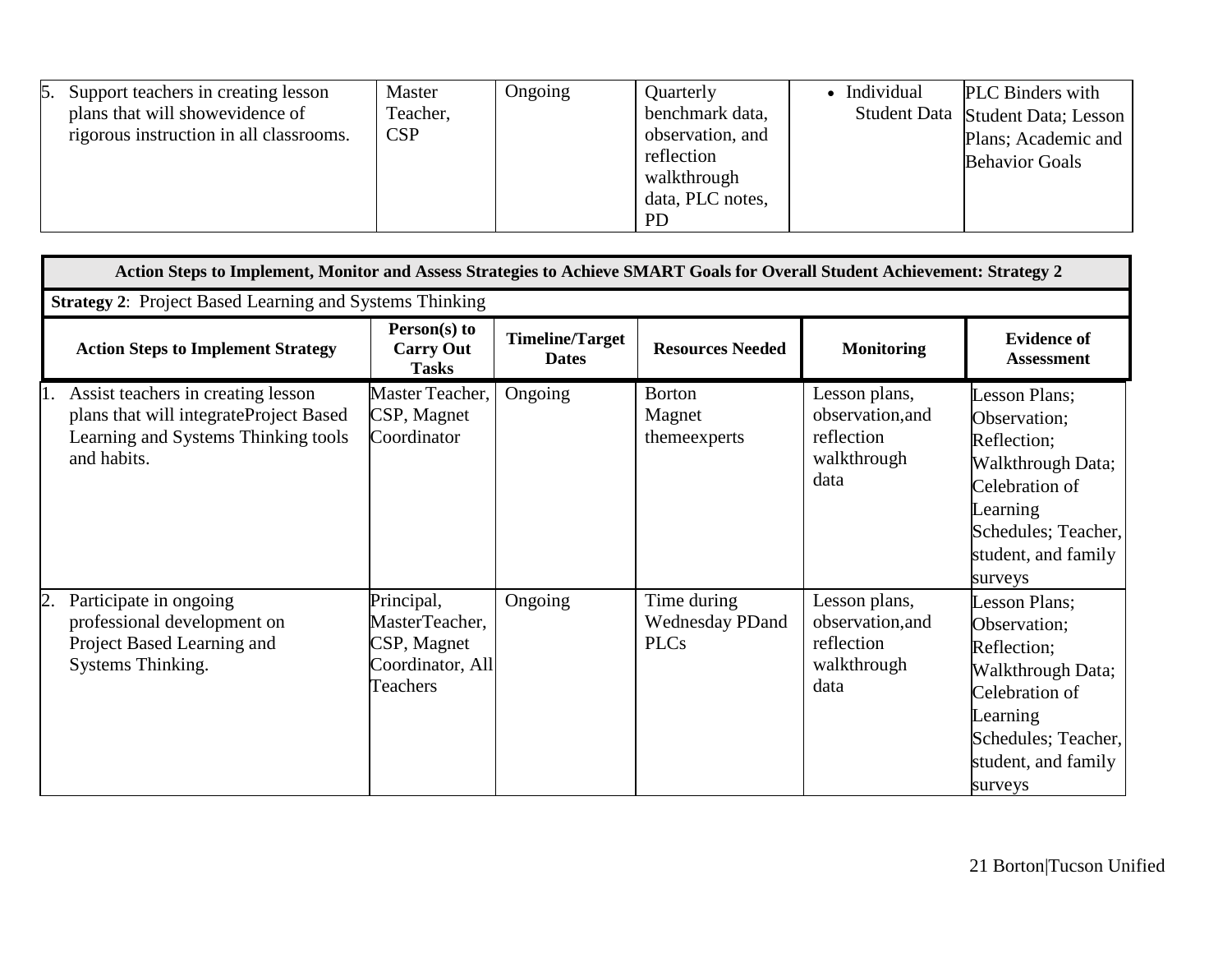| 5. Support teachers in creating lesson plans that will showevidence of rigorous instruction in all classrooms. | Master Teacher, CSP | Ongoing | Quarterly benchmark data, observation, and reflection walkthrough data, PLC notes, PD | • Individual Student Data | PLC Binders with Student Data; Lesson Plans; Academic and Behavior Goals |
|---|---|---|---|---|---|

| **Action Steps to Implement, Monitor and Assess Strategies to Achieve SMART Goals for Overall Student Achievement: Strategy 2** | | | | | |
|---|---|---|---|---|---|
| **Strategy 2**: Project Based Learning and Systems Thinking | | | | | |
| **Action Steps to Implement Strategy** | **Person(s) to Carry Out Tasks** | **Timeline/Target Dates** | **Resources Needed** | **Monitoring** | **Evidence of Assessment** |
| 1. Assist teachers in creating lesson plans that will integrateProject Based Learning and Systems Thinking tools and habits. | Master Teacher, CSP, Magnet Coordinator | Ongoing | Borton Magnet themeexperts | Lesson plans, observation,and reflection walkthrough data | Lesson Plans; Observation; Reflection; Walkthrough Data; Celebration of Learning Schedules; Teacher, student, and family surveys |
| 2. Participate in ongoing professional development on Project Based Learning and Systems Thinking. | Principal, MasterTeacher, CSP, Magnet Coordinator, All Teachers | Ongoing | Time during Wednesday PDand PLCs | Lesson plans, observation,and reflection walkthrough data | Lesson Plans; Observation; Reflection; Walkthrough Data; Celebration of Learning Schedules; Teacher, student, and family surveys |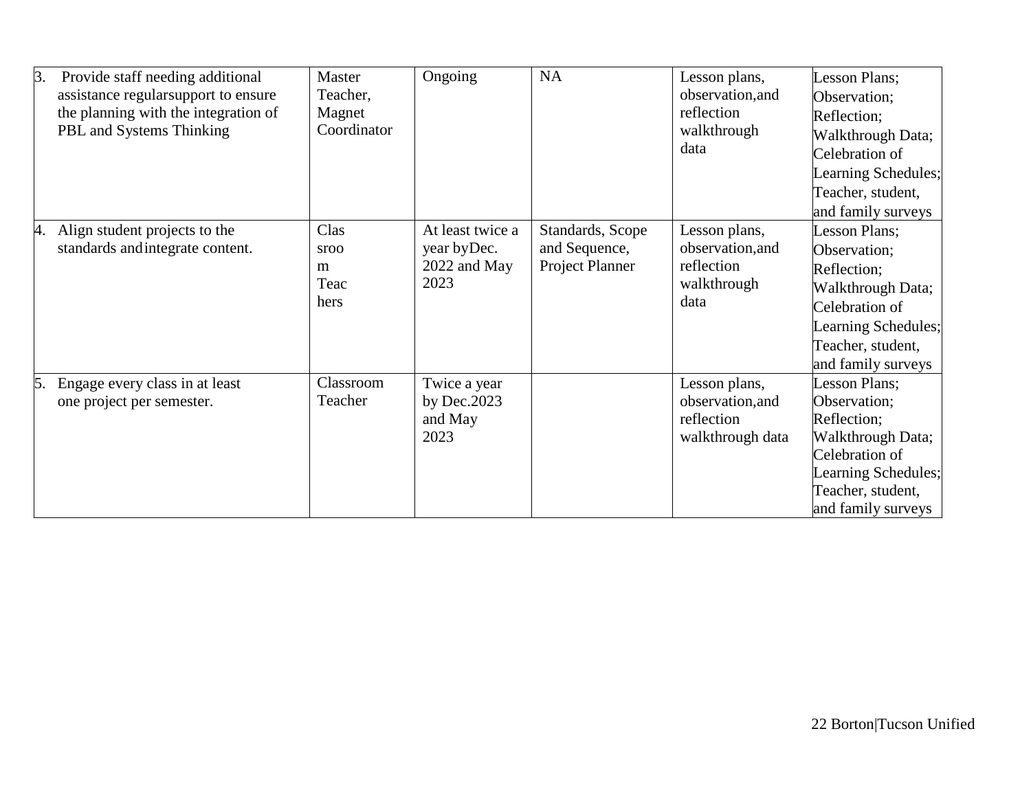| | | | | | |
|---|---|---|---|---|---|
| 3. Provide staff needing additional assistance regularsupport to ensure the planning with the integration of PBL and Systems Thinking | Master Teacher, Magnet Coordinator | Ongoing | NA | Lesson plans, observation,and reflection walkthrough data | Lesson Plans; Observation; Reflection; Walkthrough Data; Celebration of Learning Schedules; Teacher, student, and family surveys |
| 4. Align student projects to the standards andintegrate content. | Classroom Teachers | At least twice a year byDec. 2022 and May 2023 | Standards, Scope and Sequence, Project Planner | Lesson plans, observation,and reflection walkthrough data | Lesson Plans; Observation; Reflection; Walkthrough Data; Celebration of Learning Schedules; Teacher, student, and family surveys |
| 5. Engage every class in at least one project per semester. | Classroom Teacher | Twice a year by Dec.2023 and May 2023 | | Lesson plans, observation,and reflection walkthrough data | Lesson Plans; Observation; Reflection; Walkthrough Data; Celebration of Learning Schedules; Teacher, student, and family surveys |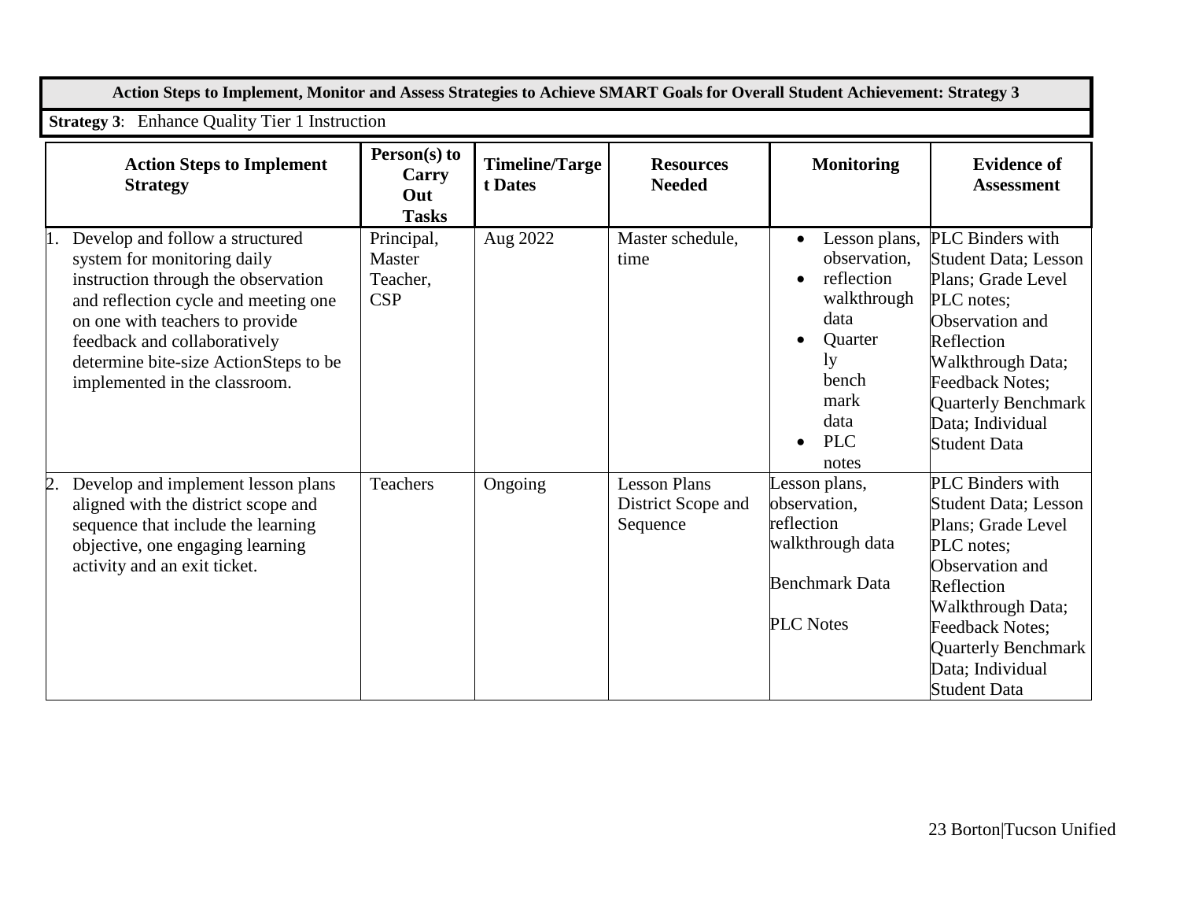**Action Steps to Implement, Monitor and Assess Strategies to Achieve SMART Goals for Overall Student Achievement: Strategy 3**

**Strategy 3**: Enhance Quality Tier 1 Instruction

| Action Steps to Implement Strategy | Person(s) to Carry Out Tasks | Timeline/Target Dates | Resources Needed | Monitoring | Evidence of Assessment |
|---|---|---|---|---|---|
| 1. Develop and follow a structured system for monitoring daily instruction through the observation and reflection cycle and meeting one on one with teachers to provide feedback and collaboratively determine bite-size ActionSteps to be implemented in the classroom. | Principal, Master Teacher, CSP | Aug 2022 | Master schedule, time | • Lesson plans, observation, • reflection walkthrough data • Quarterly benchmark data • PLC notes | PLC Binders with Student Data; Lesson Plans; Grade Level PLC notes; Observation and Reflection Walkthrough Data; Feedback Notes; Quarterly Benchmark Data; Individual Student Data |
| 2. Develop and implement lesson plans aligned with the district scope and sequence that include the learning objective, one engaging learning activity and an exit ticket. | Teachers | Ongoing | Lesson Plans District Scope and Sequence | Lesson plans, observation, reflection walkthrough data<br><br>Benchmark Data<br><br>PLC Notes | PLC Binders with Student Data; Lesson Plans; Grade Level PLC notes; Observation and Reflection Walkthrough Data; Feedback Notes; Quarterly Benchmark Data; Individual Student Data |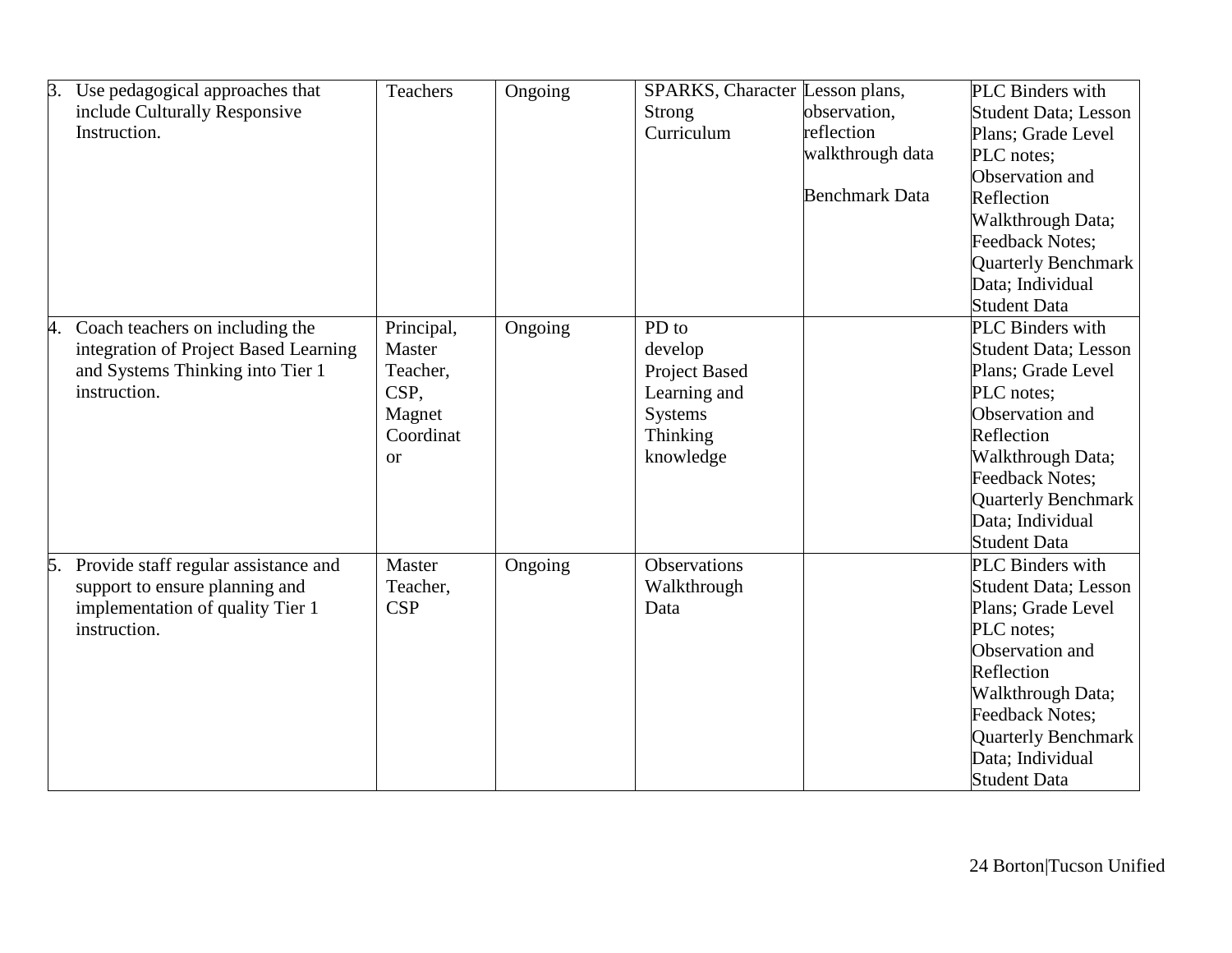| | | | | | |
|---|---|---|---|---|---|
| 3. Use pedagogical approaches that include Culturally Responsive Instruction. | Teachers | Ongoing | SPARKS, Character Strong Curriculum | Lesson plans, observation, reflection walkthrough data<br><br>Benchmark Data | PLC Binders with Student Data; Lesson Plans; Grade Level PLC notes; Observation and Reflection Walkthrough Data; Feedback Notes; Quarterly Benchmark Data; Individual Student Data |
| 4. Coach teachers on including the integration of Project Based Learning and Systems Thinking into Tier 1 instruction. | Principal, Master Teacher, CSP, Magnet Coordinator | Ongoing | PD to develop Project Based Learning and Systems Thinking knowledge | | PLC Binders with Student Data; Lesson Plans; Grade Level PLC notes; Observation and Reflection Walkthrough Data; Feedback Notes; Quarterly Benchmark Data; Individual Student Data |
| 5. Provide staff regular assistance and support to ensure planning and implementation of quality Tier 1 instruction. | Master Teacher, CSP | Ongoing | Observations Walkthrough Data | | PLC Binders with Student Data; Lesson Plans; Grade Level PLC notes; Observation and Reflection Walkthrough Data; Feedback Notes; Quarterly Benchmark Data; Individual Student Data |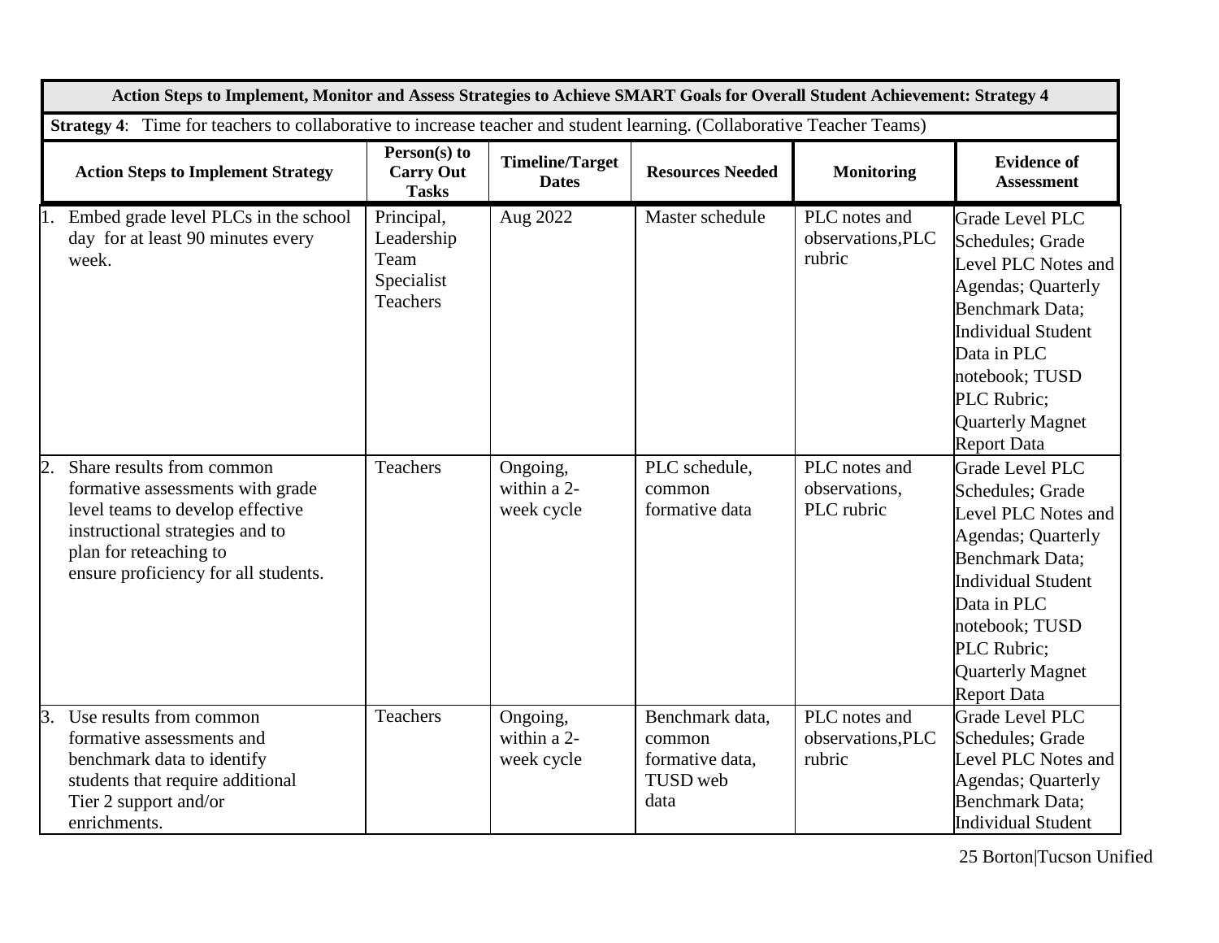| Action Steps to Implement, Monitor and Assess Strategies to Achieve SMART Goals for Overall Student Achievement: Strategy 4 | | | | | |
|---|---|---|---|---|---|
| **Strategy 4**: Time for teachers to collaborative to increase teacher and student learning. (Collaborative Teacher Teams) | | | | | |
| **Action Steps to Implement Strategy** | **Person(s) to Carry Out Tasks** | **Timeline/Target Dates** | **Resources Needed** | **Monitoring** | **Evidence of Assessment** |
| 1. Embed grade level PLCs in the school day for at least 90 minutes every week. | Principal, Leadership Team Specialist Teachers | Aug 2022 | Master schedule | PLC notes and observations,PLC rubric | Grade Level PLC Schedules; Grade Level PLC Notes and Agendas; Quarterly Benchmark Data; Individual Student Data in PLC notebook; TUSD PLC Rubric; Quarterly Magnet Report Data |
| 2. Share results from common formative assessments with grade level teams to develop effective instructional strategies and to plan for reteaching to ensure proficiency for all students. | Teachers | Ongoing, within a 2-week cycle | PLC schedule, common formative data | PLC notes and observations, PLC rubric | Grade Level PLC Schedules; Grade Level PLC Notes and Agendas; Quarterly Benchmark Data; Individual Student Data in PLC notebook; TUSD PLC Rubric; Quarterly Magnet Report Data |
| 3. Use results from common formative assessments and benchmark data to identify students that require additional Tier 2 support and/or enrichments. | Teachers | Ongoing, within a 2-week cycle | Benchmark data, common formative data, TUSD web data | PLC notes and observations,PLC rubric | Grade Level PLC Schedules; Grade Level PLC Notes and Agendas; Quarterly Benchmark Data; Individual Student |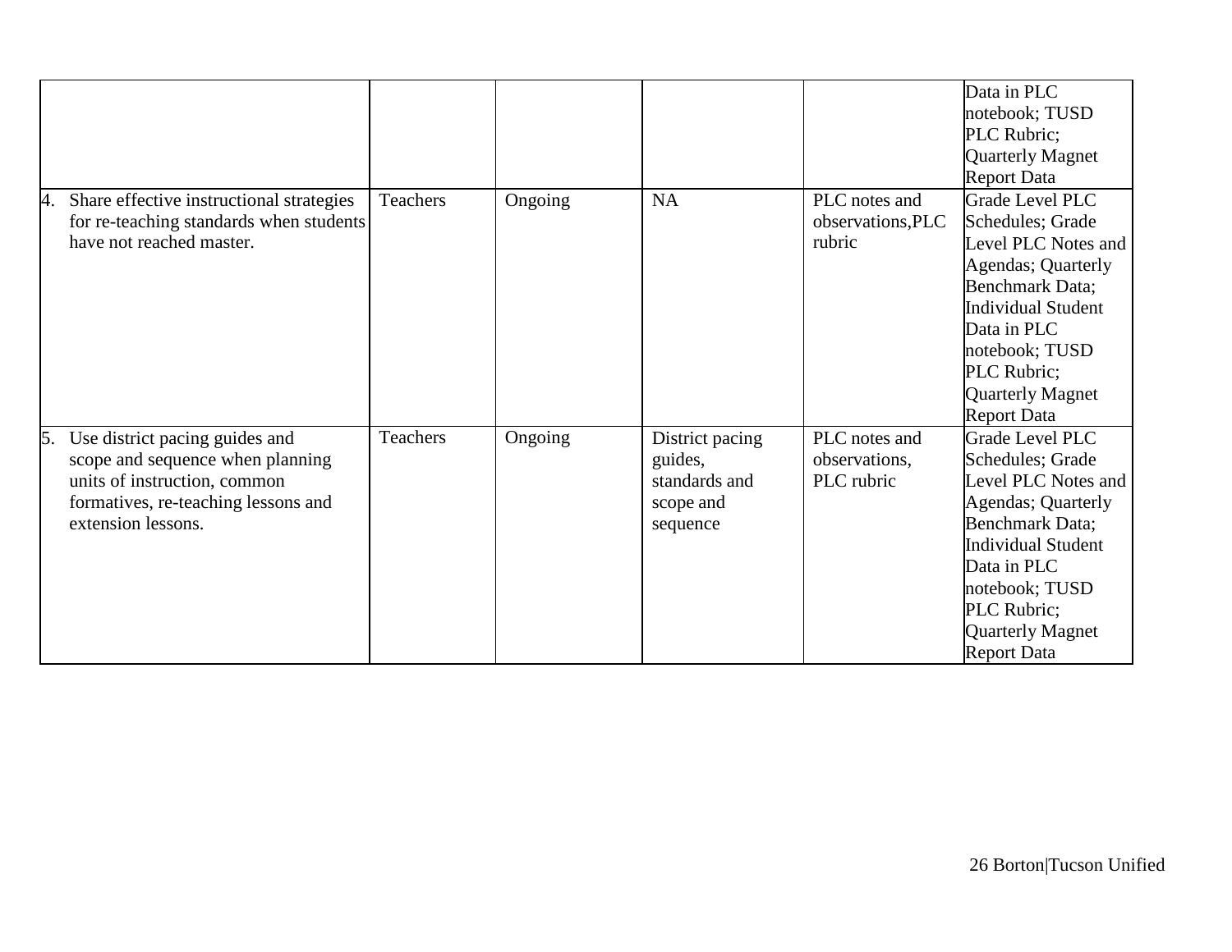| | | | | | |
|---|---|---|---|---|---|
| | | | | | Data in PLC notebook; TUSD PLC Rubric; Quarterly Magnet Report Data |
| 4. Share effective instructional strategies for re-teaching standards when students have not reached master. | Teachers | Ongoing | NA | PLC notes and observations,PLC rubric | Grade Level PLC Schedules; Grade Level PLC Notes and Agendas; Quarterly Benchmark Data; Individual Student Data in PLC notebook; TUSD PLC Rubric; Quarterly Magnet Report Data |
| 5. Use district pacing guides and scope and sequence when planning units of instruction, common formatives, re-teaching lessons and extension lessons. | Teachers | Ongoing | District pacing guides, standards and scope and sequence | PLC notes and observations, PLC rubric | Grade Level PLC Schedules; Grade Level PLC Notes and Agendas; Quarterly Benchmark Data; Individual Student Data in PLC notebook; TUSD PLC Rubric; Quarterly Magnet Report Data |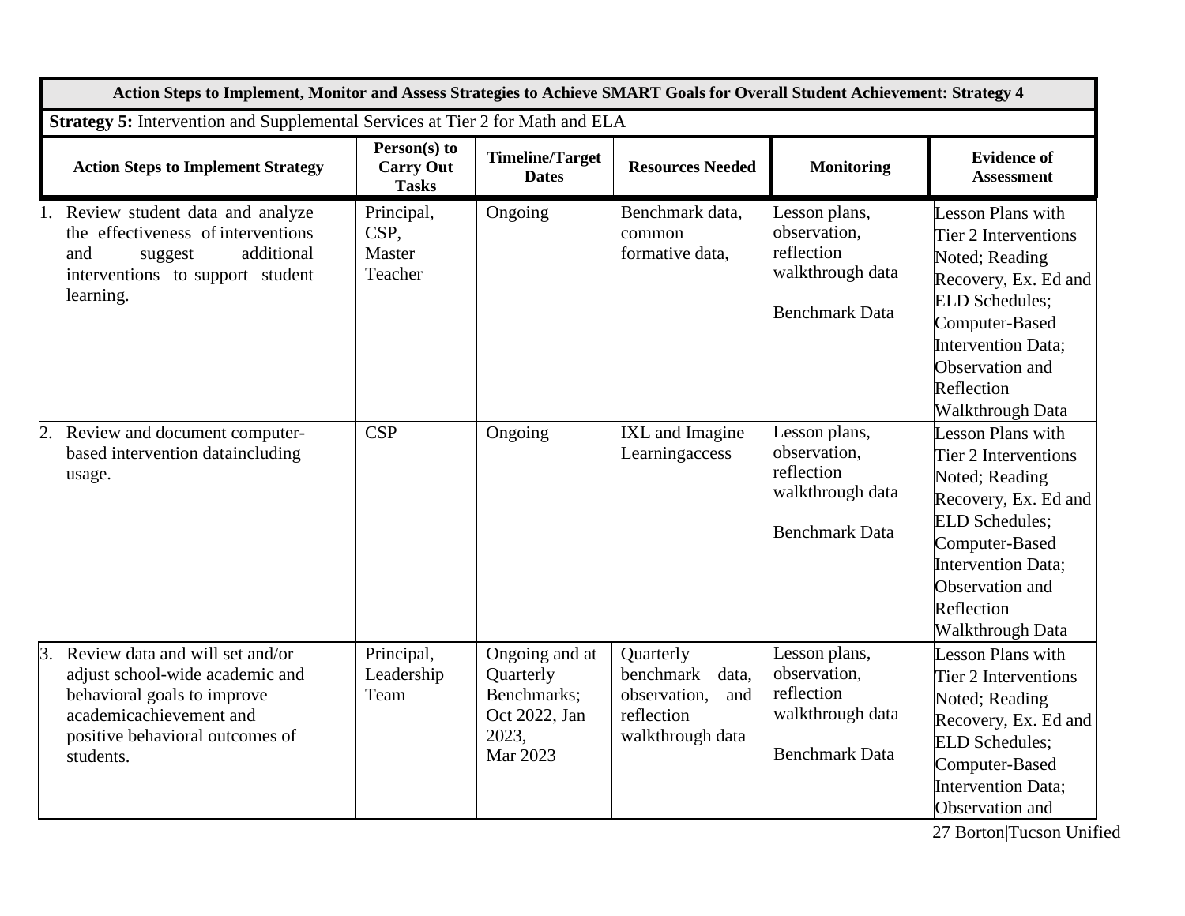| **Action Steps to Implement, Monitor and Assess Strategies to Achieve SMART Goals for Overall Student Achievement: Strategy 4** | | | | | |
|---|---|---|---|---|---|
| **Strategy 5:** Intervention and Supplemental Services at Tier 2 for Math and ELA | | | | | |
| **Action Steps to Implement Strategy** | **Person(s) to Carry Out Tasks** | **Timeline/Target Dates** | **Resources Needed** | **Monitoring** | **Evidence of Assessment** |
| 1. Review student data and analyze the effectiveness of interventions and suggest additional interventions to support student learning. | Principal, CSP, Master Teacher | Ongoing | Benchmark data, common formative data, | Lesson plans, observation, reflection walkthrough data<br><br>Benchmark Data | Lesson Plans with Tier 2 Interventions Noted; Reading Recovery, Ex. Ed and ELD Schedules; Computer-Based Intervention Data; Observation and Reflection Walkthrough Data |
| 2. Review and document computer-based intervention dataincluding usage. | CSP | Ongoing | IXL and Imagine Learningaccess | Lesson plans, observation, reflection walkthrough data<br><br>Benchmark Data | Lesson Plans with Tier 2 Interventions Noted; Reading Recovery, Ex. Ed and ELD Schedules; Computer-Based Intervention Data; Observation and Reflection Walkthrough Data |
| 3. Review data and will set and/or adjust school-wide academic and behavioral goals to improve academicachievement and positive behavioral outcomes of students. | Principal, Leadership Team | Ongoing and at Quarterly Benchmarks; Oct 2022, Jan 2023, Mar 2023 | Quarterly benchmark data, observation, and reflection walkthrough data | Lesson plans, observation, reflection walkthrough data<br><br>Benchmark Data | Lesson Plans with Tier 2 Interventions Noted; Reading Recovery, Ex. Ed and ELD Schedules; Computer-Based Intervention Data; Observation and |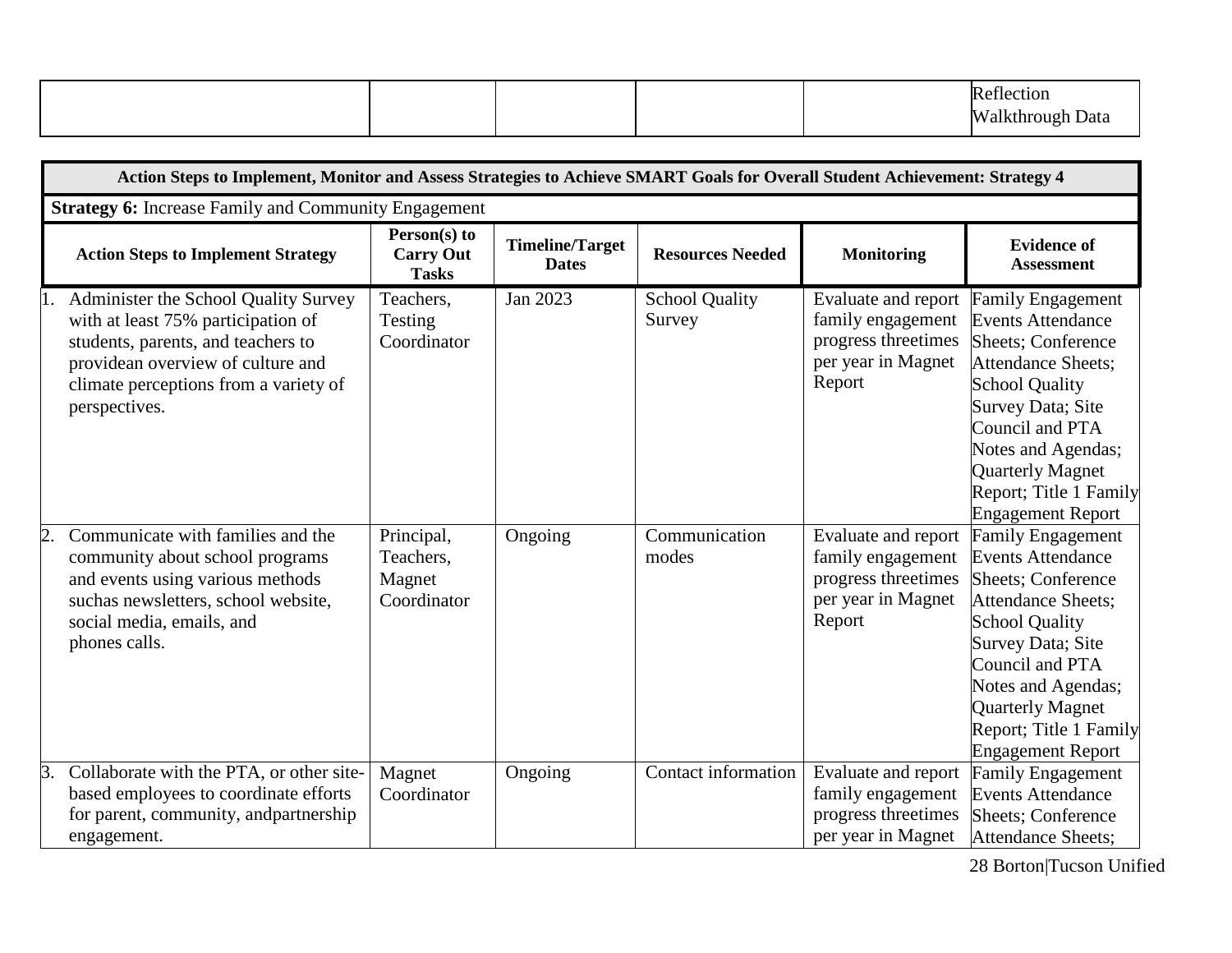| | | | | | |
|---|---|---|---|---|---|
| | | | | | Reflection Walkthrough Data |

| **Action Steps to Implement, Monitor and Assess Strategies to Achieve SMART Goals for Overall Student Achievement: Strategy 4** | | | | | |
|---|---|---|---|---|---|
| **Strategy 6:** Increase Family and Community Engagement | | | | | |
| **Action Steps to Implement Strategy** | **Person(s) to Carry Out Tasks** | **Timeline/Target Dates** | **Resources Needed** | **Monitoring** | **Evidence of Assessment** |
| 1. Administer the School Quality Survey with at least 75% participation of students, parents, and teachers to providean overview of culture and climate perceptions from a variety of perspectives. | Teachers, Testing Coordinator | Jan 2023 | School Quality Survey | Evaluate and report family engagement progress threetimes per year in Magnet Report | Family Engagement Events Attendance Sheets; Conference Attendance Sheets; School Quality Survey Data; Site Council and PTA Notes and Agendas; Quarterly Magnet Report; Title 1 Family Engagement Report |
| 2. Communicate with families and the community about school programs and events using various methods suchas newsletters, school website, social media, emails, and phones calls. | Principal, Teachers, Magnet Coordinator | Ongoing | Communication modes | Evaluate and report family engagement progress threetimes per year in Magnet Report | Family Engagement Events Attendance Sheets; Conference Attendance Sheets; School Quality Survey Data; Site Council and PTA Notes and Agendas; Quarterly Magnet Report; Title 1 Family Engagement Report |
| 3. Collaborate with the PTA, or other site-based employees to coordinate efforts for parent, community, andpartnership engagement. | Magnet Coordinator | Ongoing | Contact information | Evaluate and report family engagement progress threetimes per year in Magnet | Family Engagement Events Attendance Sheets; Conference Attendance Sheets; |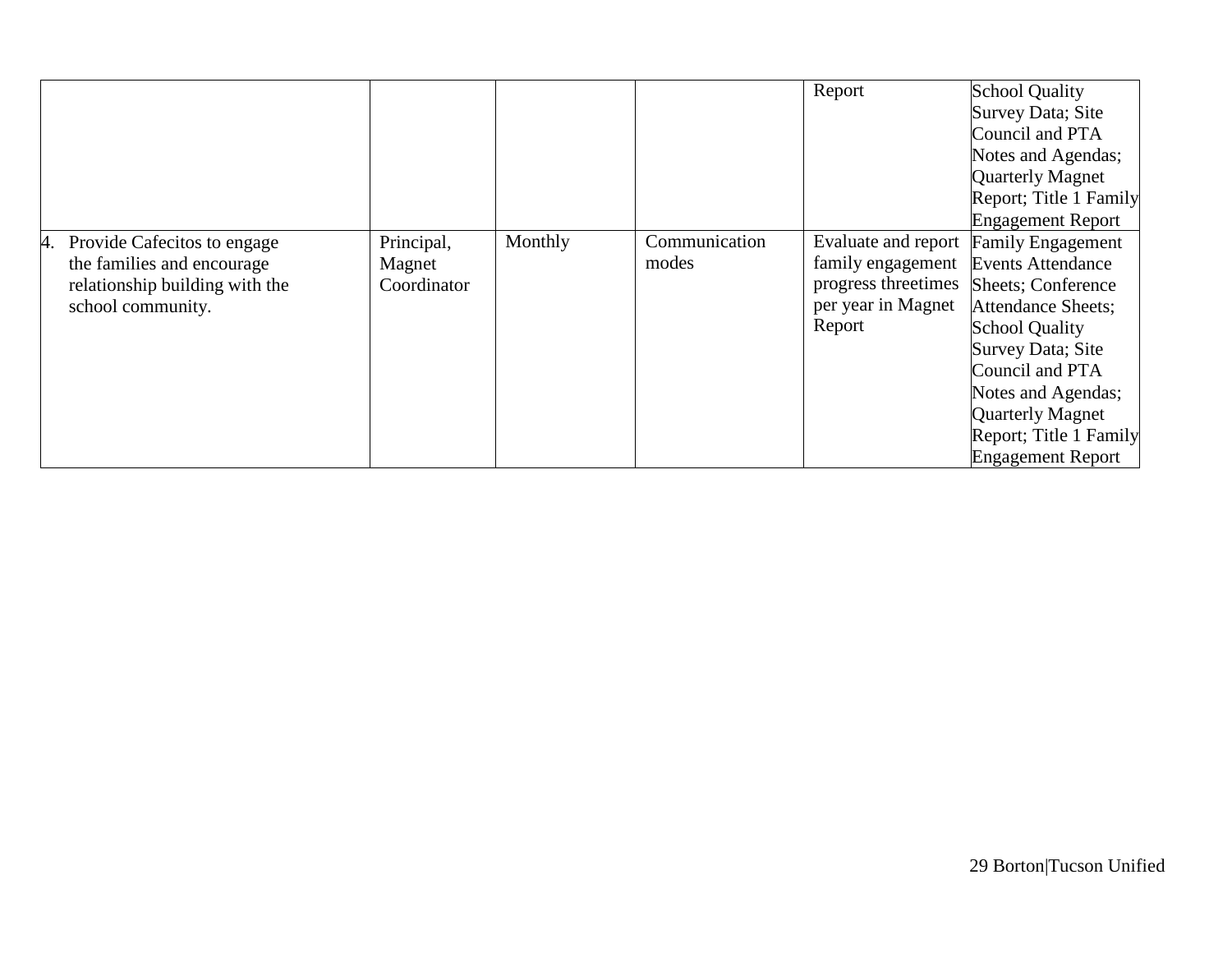| | | | | | |
|---|---|---|---|---|---|
| | | | | Report | School Quality Survey Data; Site Council and PTA Notes and Agendas; Quarterly Magnet Report; Title 1 Family Engagement Report |
| 4. Provide Cafecitos to engage the families and encourage relationship building with the school community. | Principal, Magnet Coordinator | Monthly | Communication modes | Evaluate and report family engagement progress threetimes per year in Magnet Report | Family Engagement Events Attendance Sheets; Conference Attendance Sheets; School Quality Survey Data; Site Council and PTA Notes and Agendas; Quarterly Magnet Report; Title 1 Family Engagement Report |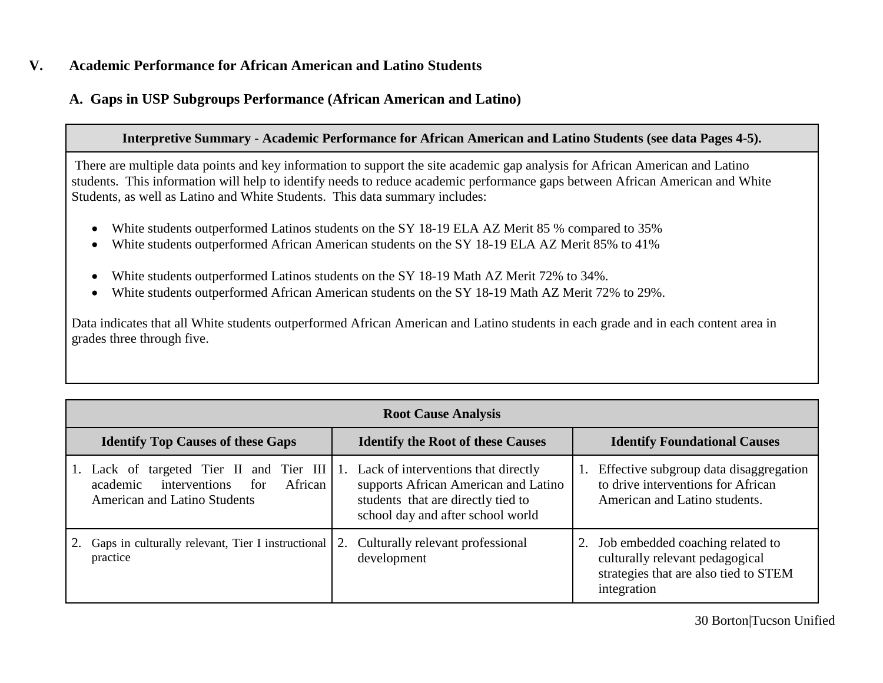## V. Academic Performance for African American and Latino Students

### A. Gaps in USP Subgroups Performance (African American and Latino)

| Interpretive Summary - Academic Performance for African American and Latino Students (see data Pages 4-5). |
|---|
| There are multiple data points and key information to support the site academic gap analysis for African American and Latino students. This information will help to identify needs to reduce academic performance gaps between African American and White Students, as well as Latino and White Students. This data summary includes:<br><br>• White students outperformed Latinos students on the SY 18-19 ELA AZ Merit 85 % compared to 35%<br>• White students outperformed African American students on the SY 18-19 ELA AZ Merit 85% to 41%<br><br>• White students outperformed Latinos students on the SY 18-19 Math AZ Merit 72% to 34%.<br>• White students outperformed African American students on the SY 18-19 Math AZ Merit 72% to 29%.<br><br>Data indicates that all White students outperformed African American and Latino students in each grade and in each content area in grades three through five. |

| Root Cause Analysis | | |
|---|---|---|
| **Identify Top Causes of these Gaps** | **Identify the Root of these Causes** | **Identify Foundational Causes** |
| 1. Lack of targeted Tier II and Tier III academic interventions for African American and Latino Students | 1. Lack of interventions that directly supports African American and Latino students that are directly tied to school day and after school world | 1. Effective subgroup data disaggregation to drive interventions for African American and Latino students. |
| 2. Gaps in culturally relevant, Tier I instructional practice | 2. Culturally relevant professional development | 2. Job embedded coaching related to culturally relevant pedagogical strategies that are also tied to STEM integration |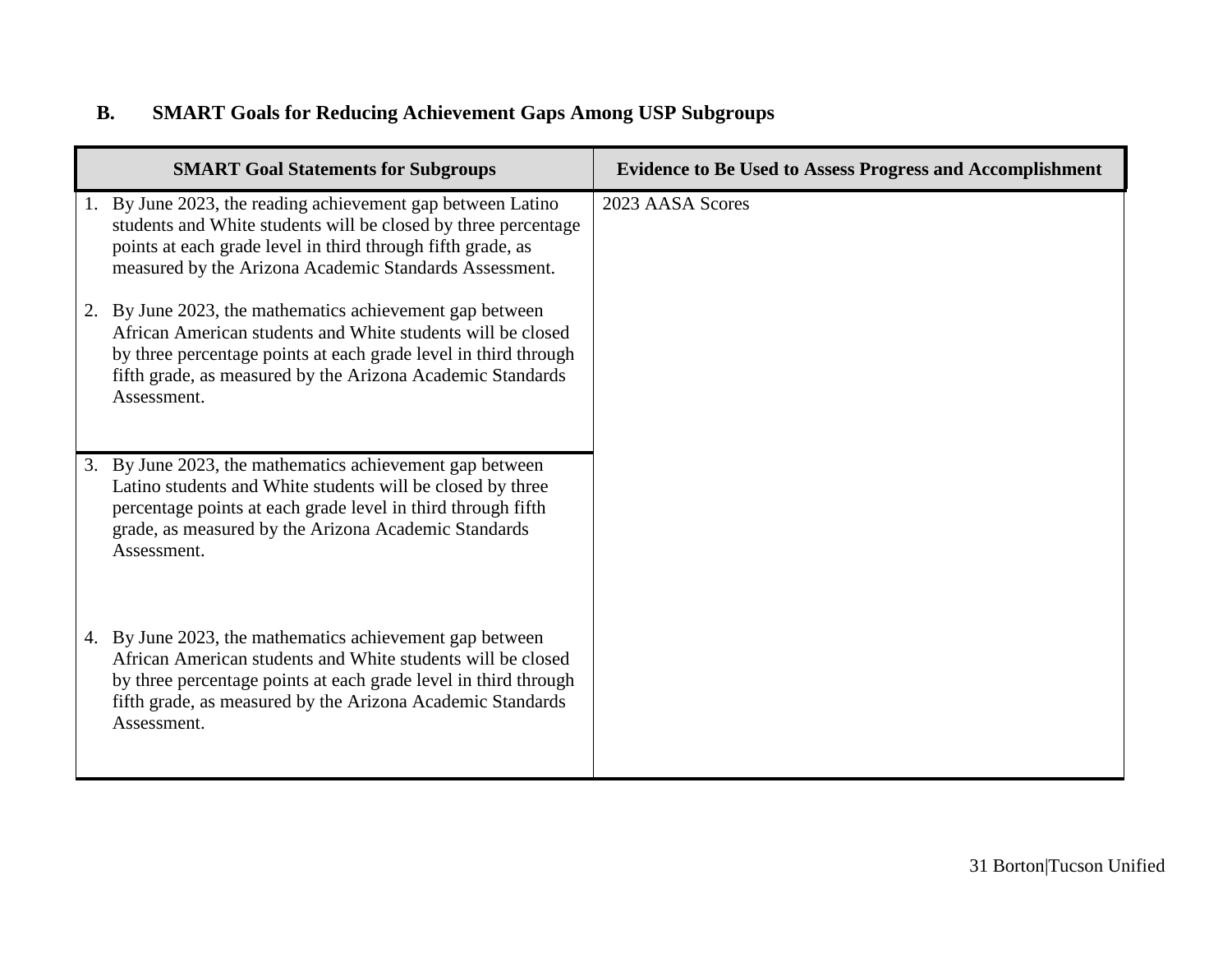### B. SMART Goals for Reducing Achievement Gaps Among USP Subgroups

| SMART Goal Statements for Subgroups | Evidence to Be Used to Assess Progress and Accomplishment |
|---|---|
| 1. By June 2023, the reading achievement gap between Latino students and White students will be closed by three percentage points at each grade level in third through fifth grade, as measured by the Arizona Academic Standards Assessment.<br><br>2. By June 2023, the mathematics achievement gap between African American students and White students will be closed by three percentage points at each grade level in third through fifth grade, as measured by the Arizona Academic Standards Assessment. | 2023 AASA Scores |
| 3. By June 2023, the mathematics achievement gap between Latino students and White students will be closed by three percentage points at each grade level in third through fifth grade, as measured by the Arizona Academic Standards Assessment.<br><br>4. By June 2023, the mathematics achievement gap between African American students and White students will be closed by three percentage points at each grade level in third through fifth grade, as measured by the Arizona Academic Standards Assessment. | |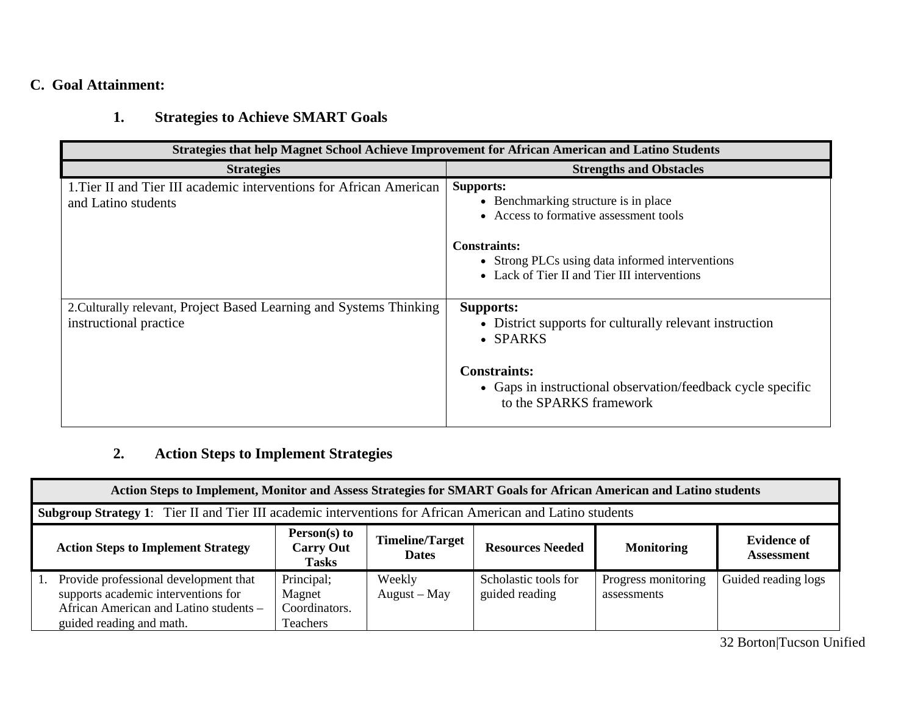## C. Goal Attainment:

### 1. Strategies to Achieve SMART Goals

| Strategies that help Magnet School Achieve Improvement for African American and Latino Students | |
|---|---|
| **Strategies** | **Strengths and Obstacles** |
| 1.Tier II and Tier III academic interventions for African American and Latino students | **Supports:**<br>• Benchmarking structure is in place<br>• Access to formative assessment tools<br><br>**Constraints:**<br>• Strong PLCs using data informed interventions<br>• Lack of Tier II and Tier III interventions |
| 2.Culturally relevant, Project Based Learning and Systems Thinking instructional practice | **Supports:**<br>• District supports for culturally relevant instruction<br>• SPARKS<br><br>**Constraints:**<br>• Gaps in instructional observation/feedback cycle specific to the SPARKS framework |

### 2. Action Steps to Implement Strategies

| Action Steps to Implement, Monitor and Assess Strategies for SMART Goals for African American and Latino students | | | | | |
|---|---|---|---|---|---|
| **Subgroup Strategy 1**: Tier II and Tier III academic interventions for African American and Latino students | | | | | |
| **Action Steps to Implement Strategy** | **Person(s) to Carry Out Tasks** | **Timeline/Target Dates** | **Resources Needed** | **Monitoring** | **Evidence of Assessment** |
| 1. Provide professional development that supports academic interventions for African American and Latino students – guided reading and math. | Principal; Magnet Coordinators. Teachers | Weekly August – May | Scholastic tools for guided reading | Progress monitoring assessments | Guided reading logs |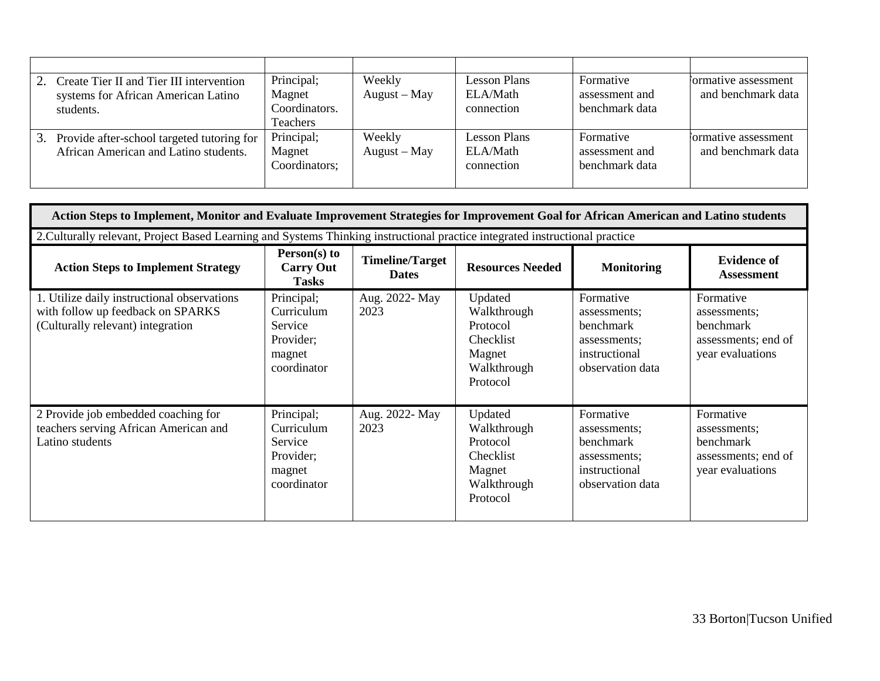| | | | | | |
|---|---|---|---|---|---|
| 2. Create Tier II and Tier III intervention systems for African American Latino students. | Principal; Magnet Coordinators. Teachers | Weekly August – May | Lesson Plans ELA/Math connection | Formative assessment and benchmark data | Formative assessment and benchmark data |
| 3. Provide after-school targeted tutoring for African American and Latino students. | Principal; Magnet Coordinators; | Weekly August – May | Lesson Plans ELA/Math connection | Formative assessment and benchmark data | Formative assessment and benchmark data |

| **Action Steps to Implement, Monitor and Evaluate Improvement Strategies for Improvement Goal for African American and Latino students** | | | | | |
|---|---|---|---|---|---|
| 2.Culturally relevant, Project Based Learning and Systems Thinking instructional practice integrated instructional practice | | | | | |
| **Action Steps to Implement Strategy** | **Person(s) to Carry Out Tasks** | **Timeline/Target Dates** | **Resources Needed** | **Monitoring** | **Evidence of Assessment** |
| 1. Utilize daily instructional observations with follow up feedback on SPARKS (Culturally relevant) integration | Principal; Curriculum Service Provider; magnet coordinator | Aug. 2022- May 2023 | Updated Walkthrough Protocol Checklist Magnet Walkthrough Protocol | Formative assessments; benchmark assessments; instructional observation data | Formative assessments; benchmark assessments; end of year evaluations |
| 2 Provide job embedded coaching for teachers serving African American and Latino students | Principal; Curriculum Service Provider; magnet coordinator | Aug. 2022- May 2023 | Updated Walkthrough Protocol Checklist Magnet Walkthrough Protocol | Formative assessments; benchmark assessments; instructional observation data | Formative assessments; benchmark assessments; end of year evaluations |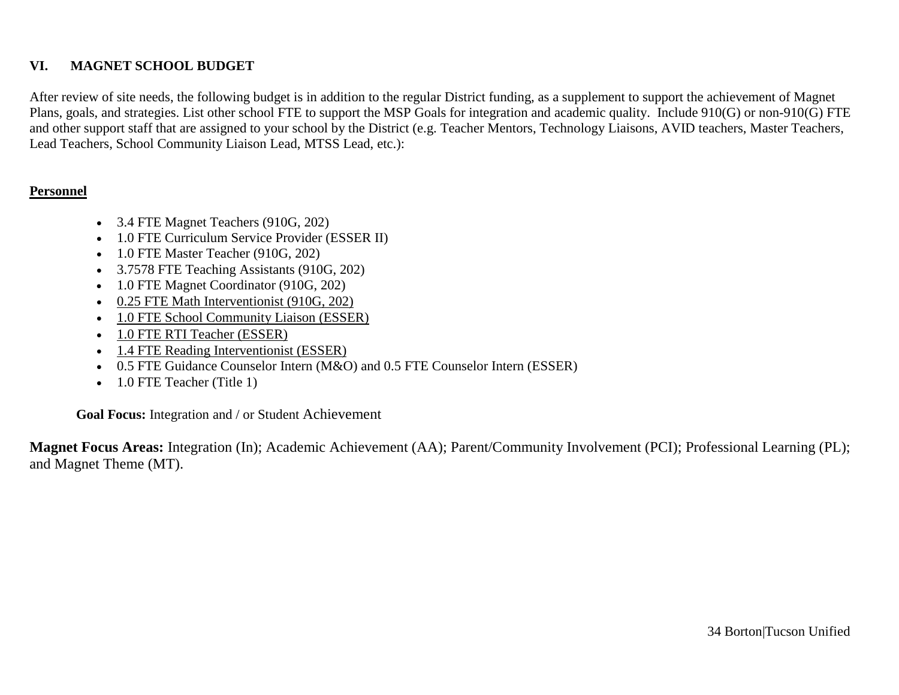## VI. MAGNET SCHOOL BUDGET

After review of site needs, the following budget is in addition to the regular District funding, as a supplement to support the achievement of Magnet Plans, goals, and strategies. List other school FTE to support the MSP Goals for integration and academic quality. Include 910(G) or non-910(G) FTE and other support staff that are assigned to your school by the District (e.g. Teacher Mentors, Technology Liaisons, AVID teachers, Master Teachers, Lead Teachers, School Community Liaison Lead, MTSS Lead, etc.):

**Personnel**

- 3.4 FTE Magnet Teachers (910G, 202)
- 1.0 FTE Curriculum Service Provider (ESSER II)
- 1.0 FTE Master Teacher (910G, 202)
- 3.7578 FTE Teaching Assistants (910G, 202)
- 1.0 FTE Magnet Coordinator (910G, 202)
- 0.25 FTE Math Interventionist (910G, 202)
- 1.0 FTE School Community Liaison (ESSER)
- 1.0 FTE RTI Teacher (ESSER)
- 1.4 FTE Reading Interventionist (ESSER)
- 0.5 FTE Guidance Counselor Intern (M&O) and 0.5 FTE Counselor Intern (ESSER)
- 1.0 FTE Teacher (Title 1)

**Goal Focus:** Integration and / or Student Achievement

**Magnet Focus Areas:** Integration (In); Academic Achievement (AA); Parent/Community Involvement (PCI); Professional Learning (PL); and Magnet Theme (MT).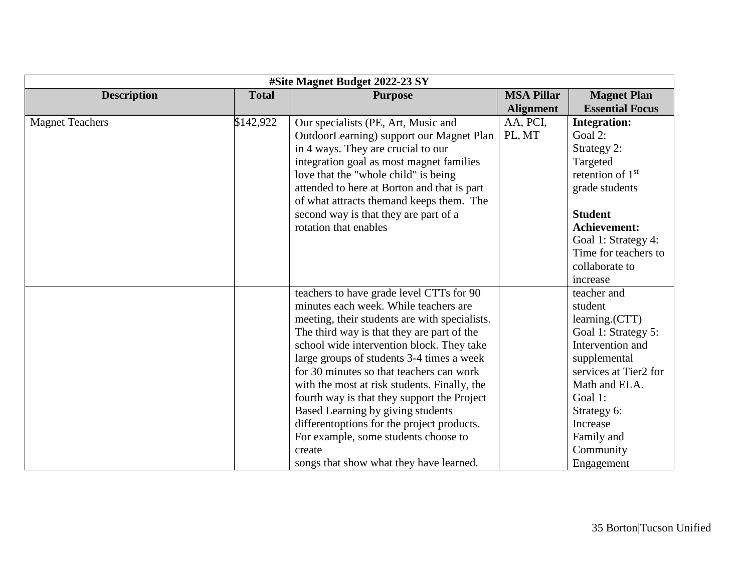| #Site Magnet Budget 2022-23 SY | | | | |
|---|---|---|---|---|
| **Description** | **Total** | **Purpose** | **MSA Pillar Alignment** | **Magnet Plan Essential Focus** |
| Magnet Teachers | $142,922 | Our specialists (PE, Art, Music and OutdoorLearning) support our Magnet Plan in 4 ways. They are crucial to our integration goal as most magnet families love that the "whole child" is being attended to here at Borton and that is part of what attracts themand keeps them. The second way is that they are part of a rotation that enables | AA, PCI, PL, MT | **Integration:** Goal 2: Strategy 2: Targeted retention of 1st grade students **Student Achievement:** Goal 1: Strategy 4: Time for teachers to collaborate to increase |
| | | teachers to have grade level CTTs for 90 minutes each week. While teachers are meeting, their students are with specialists. The third way is that they are part of the school wide intervention block. They take large groups of students 3-4 times a week for 30 minutes so that teachers can work with the most at risk students. Finally, the fourth way is that they support the Project Based Learning by giving students differentoptions for the project products. For example, some students choose to create songs that show what they have learned. | | teacher and student learning.(CTT) Goal 1: Strategy 5: Intervention and supplemental services at Tier2 for Math and ELA. Goal 1: Strategy 6: Increase Family and Community Engagement |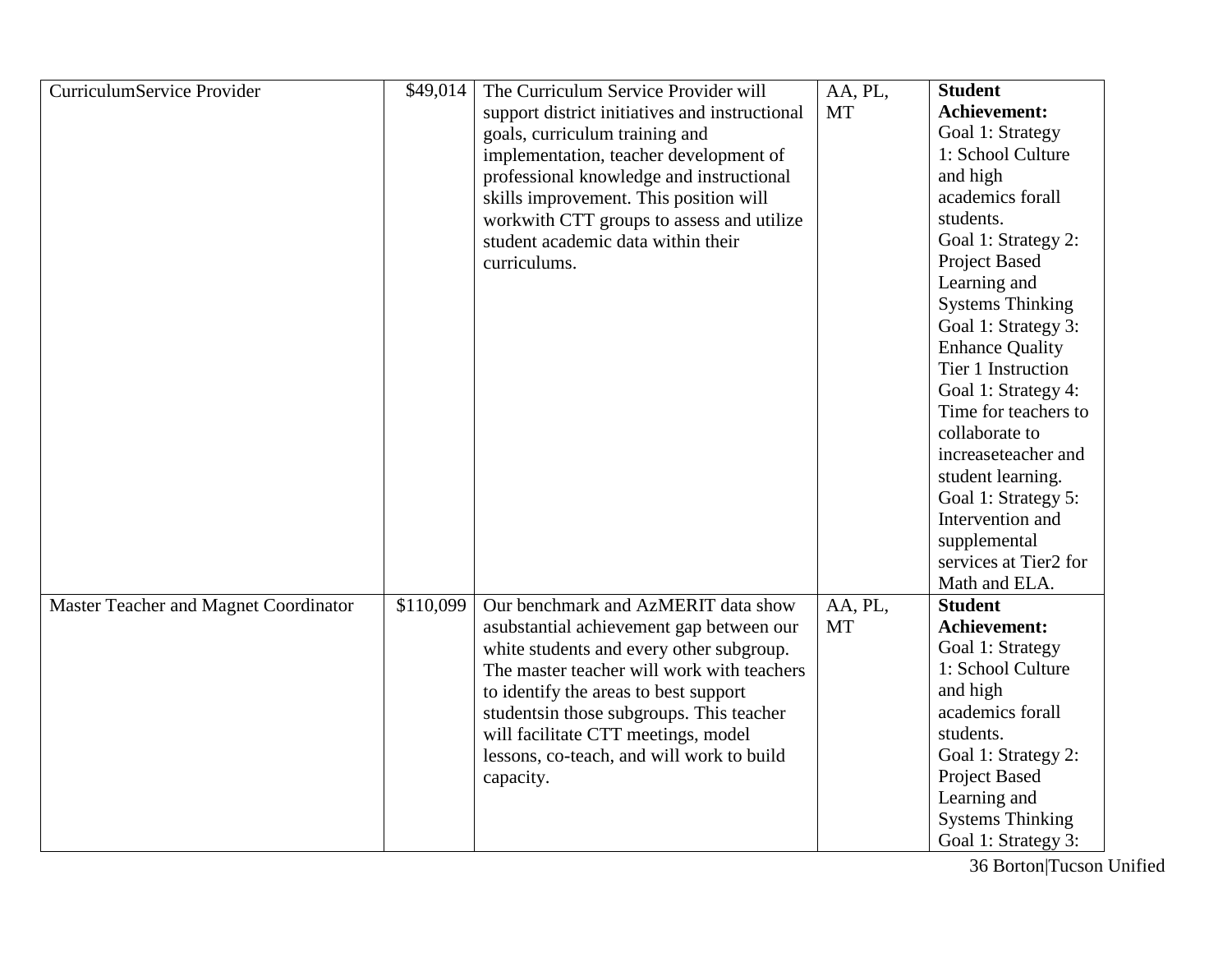| | | | | |
|---|---|---|---|---|
| CurriculumService Provider | $49,014 | The Curriculum Service Provider will support district initiatives and instructional goals, curriculum training and implementation, teacher development of professional knowledge and instructional skills improvement. This position will workwith CTT groups to assess and utilize student academic data within their curriculums. | AA, PL, MT | **Student Achievement:** Goal 1: Strategy 1: School Culture and high academics forall students. Goal 1: Strategy 2: Project Based Learning and Systems Thinking Goal 1: Strategy 3: Enhance Quality Tier 1 Instruction Goal 1: Strategy 4: Time for teachers to collaborate to increaseteacher and student learning. Goal 1: Strategy 5: Intervention and supplemental services at Tier2 for Math and ELA. |
| Master Teacher and Magnet Coordinator | $110,099 | Our benchmark and AzMERIT data show asubstantial achievement gap between our white students and every other subgroup. The master teacher will work with teachers to identify the areas to best support studentsin those subgroups. This teacher will facilitate CTT meetings, model lessons, co-teach, and will work to build capacity. | AA, PL, MT | **Student Achievement:** Goal 1: Strategy 1: School Culture and high academics forall students. Goal 1: Strategy 2: Project Based Learning and Systems Thinking Goal 1: Strategy 3: |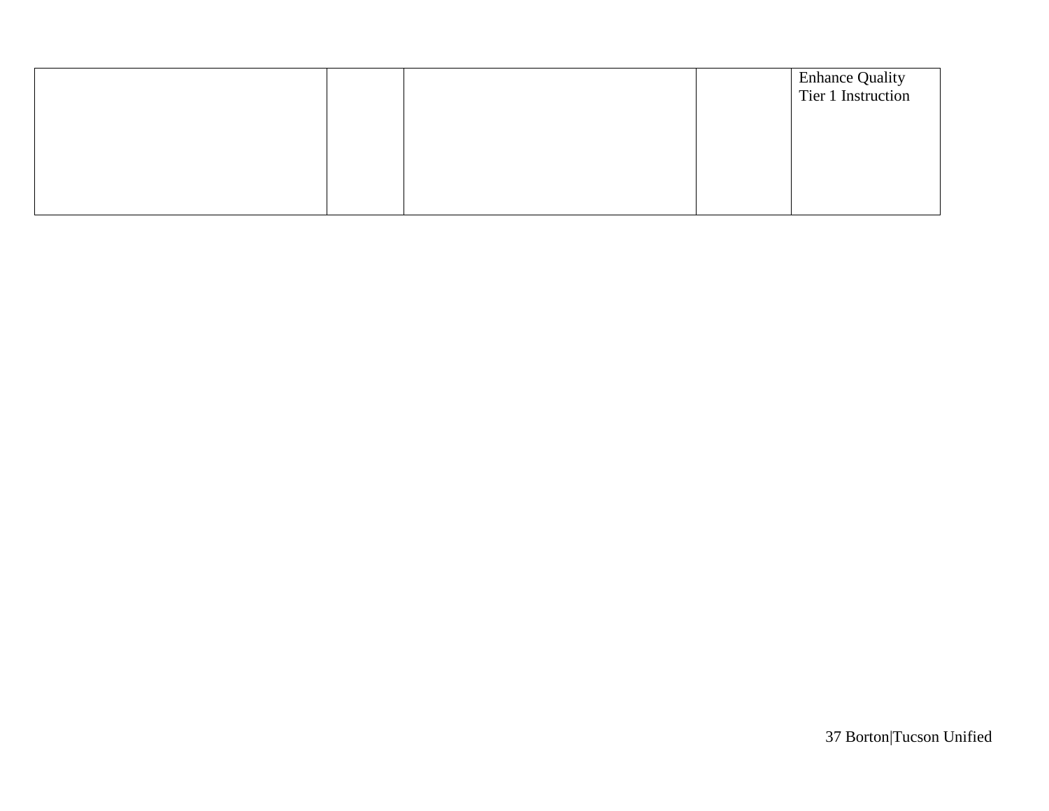| | | | | |
|---|---|---|---|---|
| | | | | Enhance Quality Tier 1 Instruction |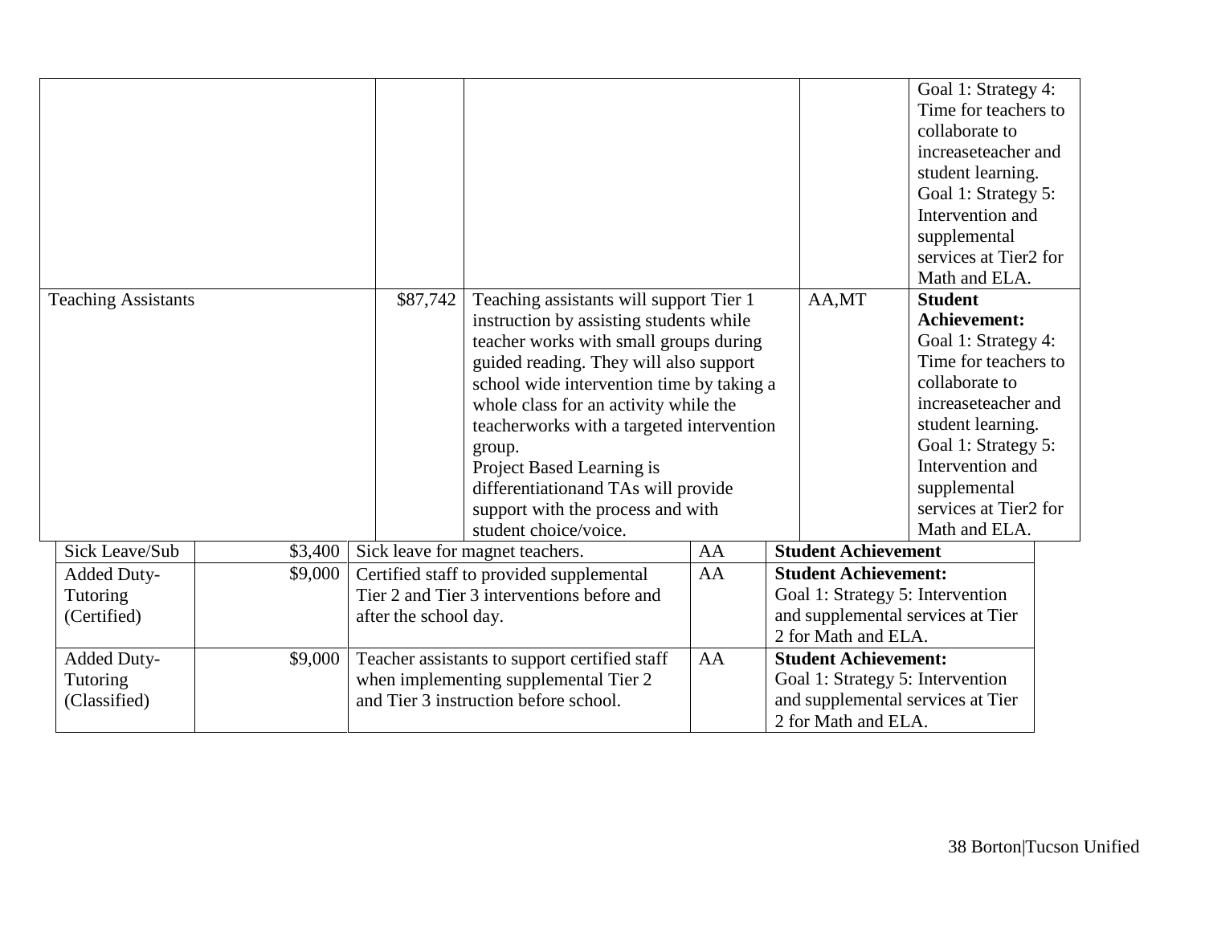| | | | | |
|---|---|---|---|---|
| | | | | Goal 1: Strategy 4: Time for teachers to collaborate to increaseteacher and student learning. Goal 1: Strategy 5: Intervention and supplemental services at Tier2 for Math and ELA. |
| Teaching Assistants | $87,742 | Teaching assistants will support Tier 1 instruction by assisting students while teacher works with small groups during guided reading. They will also support school wide intervention time by taking a whole class for an activity while the teacherworks with a targeted intervention group. Project Based Learning is differentiationand TAs will provide support with the process and with student choice/voice. | AA,MT | **Student Achievement:** Goal 1: Strategy 4: Time for teachers to collaborate to increaseteacher and student learning. Goal 1: Strategy 5: Intervention and supplemental services at Tier2 for Math and ELA. |
| Sick Leave/Sub | $3,400 | Sick leave for magnet teachers. | AA | **Student Achievement** |
| Added Duty-Tutoring (Certified) | $9,000 | Certified staff to provided supplemental Tier 2 and Tier 3 interventions before and after the school day. | AA | **Student Achievement:** Goal 1: Strategy 5: Intervention and supplemental services at Tier 2 for Math and ELA. |
| Added Duty-Tutoring (Classified) | $9,000 | Teacher assistants to support certified staff when implementing supplemental Tier 2 and Tier 3 instruction before school. | AA | **Student Achievement:** Goal 1: Strategy 5: Intervention and supplemental services at Tier 2 for Math and ELA. |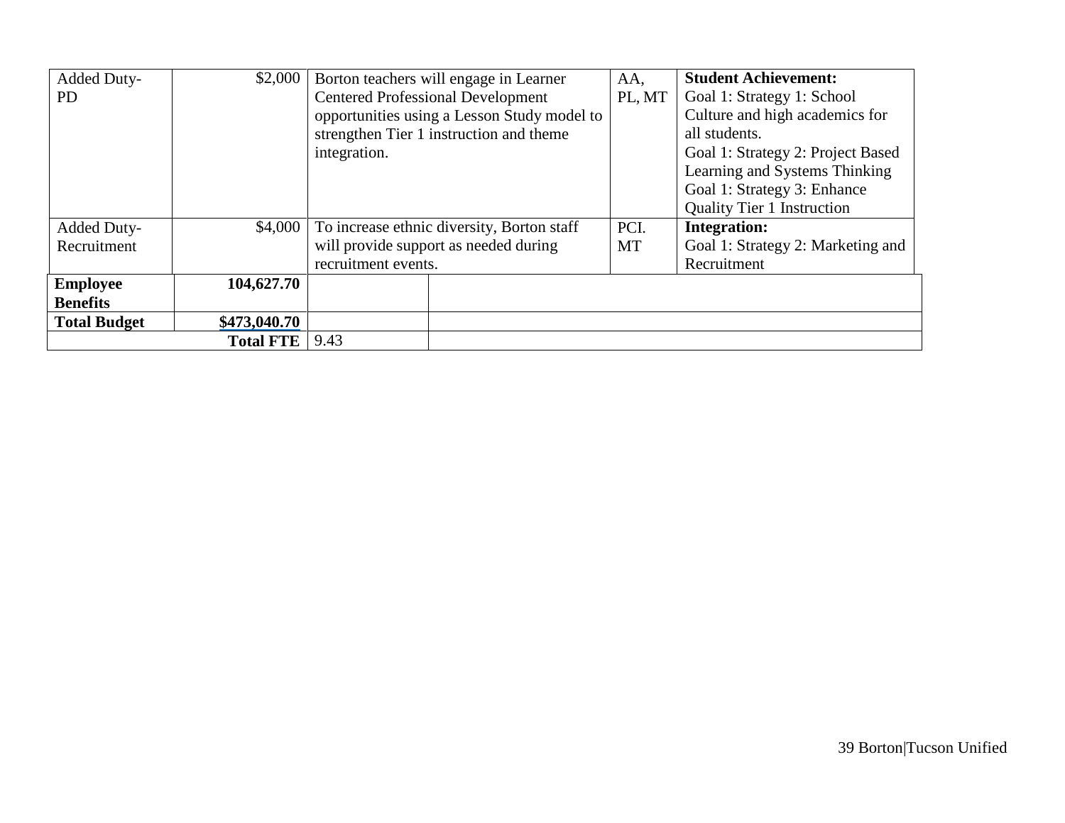| | | | | |
|---|---|---|---|---|
| Added Duty-PD | $2,000 | Borton teachers will engage in Learner Centered Professional Development opportunities using a Lesson Study model to strengthen Tier 1 instruction and theme integration. | AA, PL, MT | **Student Achievement:** Goal 1: Strategy 1: School Culture and high academics for all students. Goal 1: Strategy 2: Project Based Learning and Systems Thinking Goal 1: Strategy 3: Enhance Quality Tier 1 Instruction |
| Added Duty-Recruitment | $4,000 | To increase ethnic diversity, Borton staff will provide support as needed during recruitment events. | PCI. MT | **Integration:** Goal 1: Strategy 2: Marketing and Recruitment |
| **Employee Benefits** | **104,627.70** | | | |
| **Total Budget** | **$473,040.70** | | | |
| **Total FTE** | | 9.43 | | |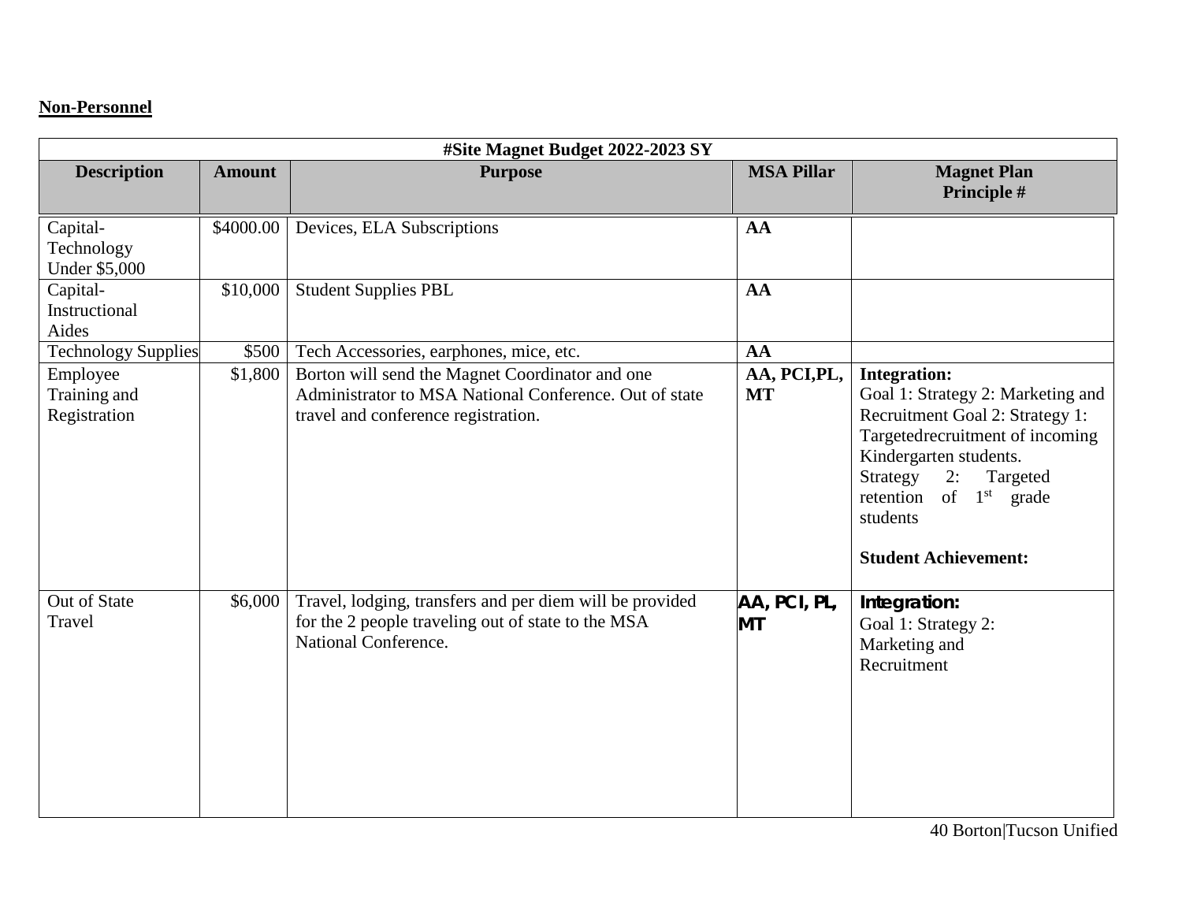**Non-Personnel**

| #Site Magnet Budget 2022-2023 SY | | | | |
|---|---|---|---|---|
| **Description** | **Amount** | **Purpose** | **MSA Pillar** | **Magnet Plan Principle #** |
| Capital-Technology Under $5,000 | $4000.00 | Devices, ELA Subscriptions | **AA** | |
| Capital-Instructional Aides | $10,000 | Student Supplies PBL | **AA** | |
| Technology Supplies | $500 | Tech Accessories, earphones, mice, etc. | **AA** | |
| Employee Training and Registration | $1,800 | Borton will send the Magnet Coordinator and one Administrator to MSA National Conference. Out of state travel and conference registration. | **AA, PCI,PL, MT** | **Integration:** Goal 1: Strategy 2: Marketing and Recruitment Goal 2: Strategy 1: Targetedrecruitment of incoming Kindergarten students. Strategy 2: Targeted retention of 1st grade students<br><br>**Student Achievement:** |
| Out of State Travel | $6,000 | Travel, lodging, transfers and per diem will be provided for the 2 people traveling out of state to the MSA National Conference. | **AA, PCI, PL, MT** | **Integration:** Goal 1: Strategy 2: Marketing and Recruitment |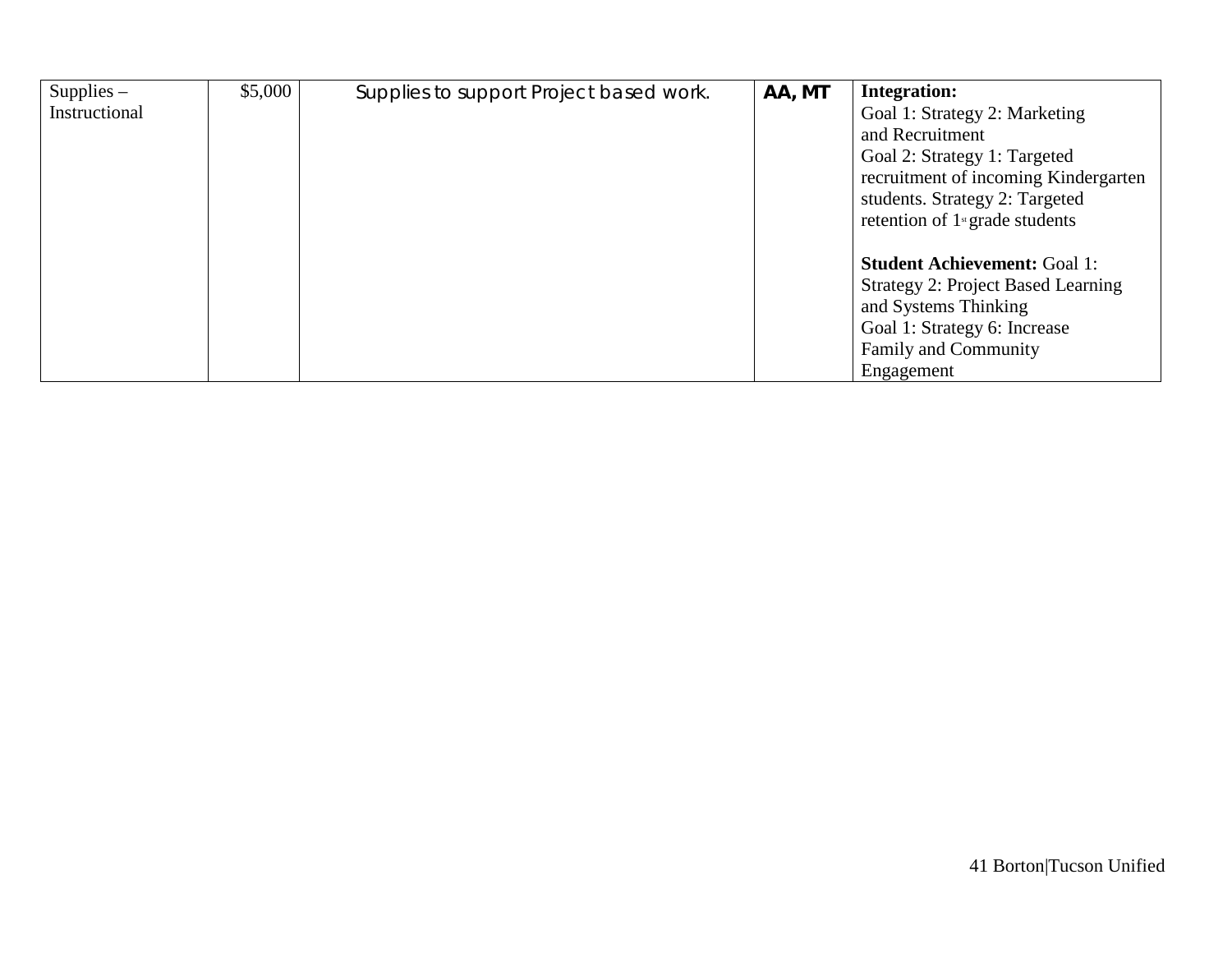| Supplies – Instructional | $5,000 | Supplies to support Project based work. | **AA, MT** | **Integration:** Goal 1: Strategy 2: Marketing and Recruitment Goal 2: Strategy 1: Targeted recruitment of incoming Kindergarten students. Strategy 2: Targeted retention of 1st grade students<br><br>**Student Achievement:** Goal 1: Strategy 2: Project Based Learning and Systems Thinking Goal 1: Strategy 6: Increase Family and Community Engagement |
|---|---|---|---|---|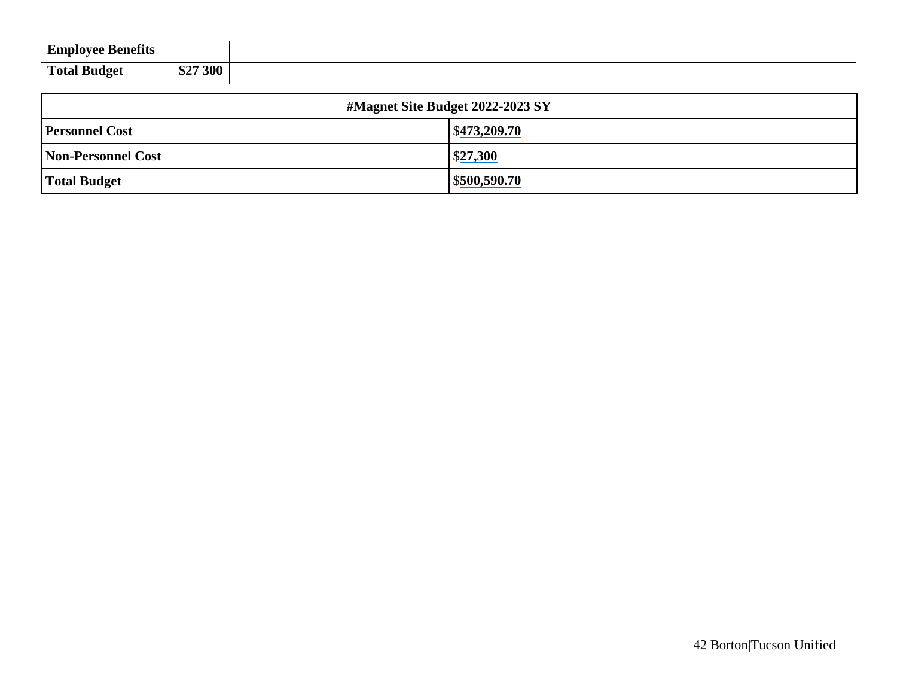| | | |
|---|---|---|
| **Employee Benefits** | | |
| **Total Budget** | **$27 300** | |

| **#Magnet Site Budget 2022-2023 SY** | |
|---|---|
| **Personnel Cost** | $**473,209.70** |
| **Non-Personnel Cost** | $**27,300** |
| **Total Budget** | $**500,590.70** |